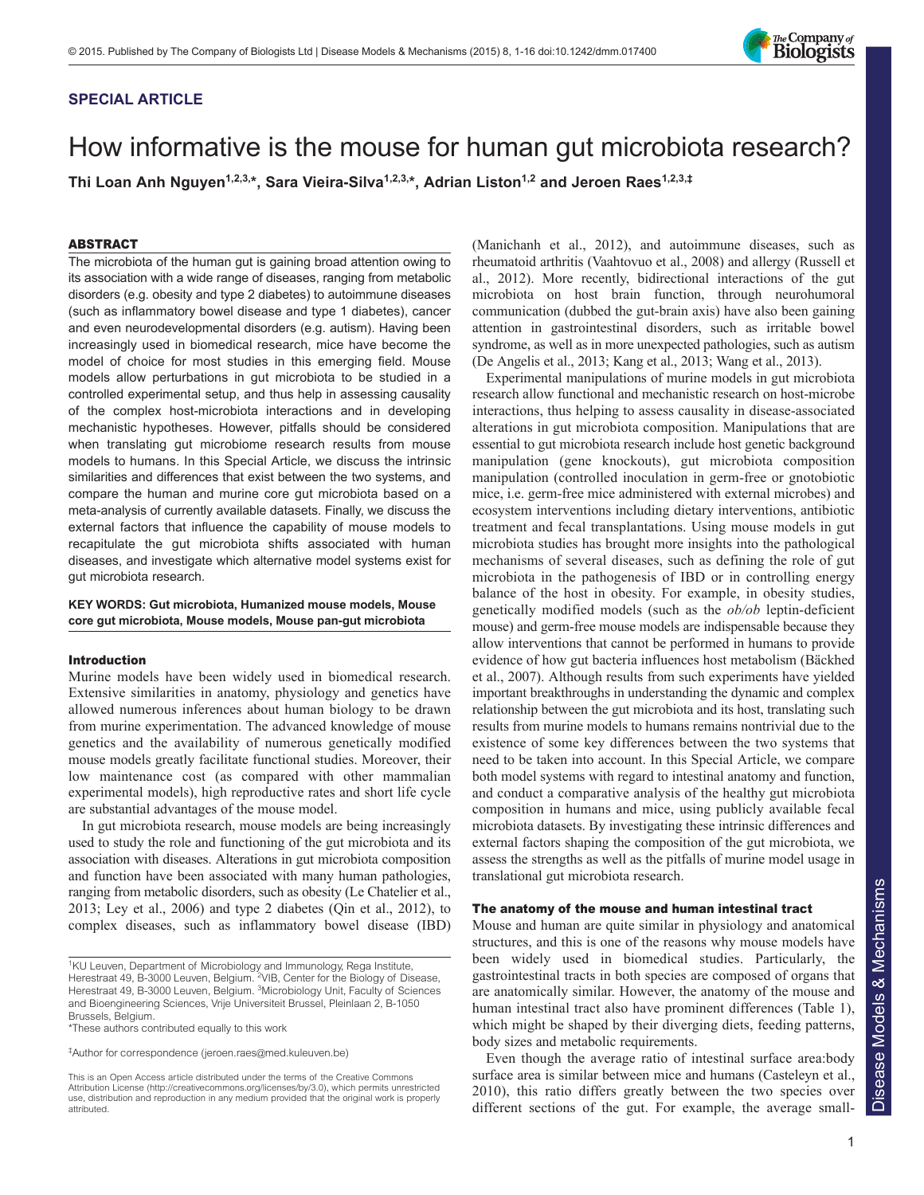SPECIAL ARTICLE

# How informative is the mouse for human gut microbiota research?

**Thi Loan Anh Nguyen[1,2,3,*], Sara Vieira-Silva[1,2,3,*], Adrian Liston[1,2] and Jeroen Raes[1,2,3,‡]**

## ABSTRACT

The microbiota of the human gut is gaining broad attention owing to its association with a wide range of diseases, ranging from metabolic disorders (e.g. obesity and type 2 diabetes) to autoimmune diseases (such as inflammatory bowel disease and type 1 diabetes), cancer and even neurodevelopmental disorders (e.g. autism). Having been increasingly used in biomedical research, mice have become the model of choice for most studies in this emerging field. Mouse models allow perturbations in gut microbiota to be studied in a controlled experimental setup, and thus help in assessing causality of the complex host-microbiota interactions and in developing mechanistic hypotheses. However, pitfalls should be considered when translating gut microbiome research results from mouse models to humans. In this Special Article, we discuss the intrinsic similarities and differences that exist between the two systems, and compare the human and murine core gut microbiota based on a meta-analysis of currently available datasets. Finally, we discuss the external factors that influence the capability of mouse models to recapitulate the gut microbiota shifts associated with human diseases, and investigate which alternative model systems exist for gut microbiota research.

**KEY WORDS: Gut microbiota, Humanized mouse models, Mouse core gut microbiota, Mouse models, Mouse pan-gut microbiota**

## Introduction

Murine models have been widely used in biomedical research. Extensive similarities in anatomy, physiology and genetics have allowed numerous inferences about human biology to be drawn from murine experimentation. The advanced knowledge of mouse genetics and the availability of numerous genetically modified mouse models greatly facilitate functional studies. Moreover, their low maintenance cost (as compared with other mammalian experimental models), high reproductive rates and short life cycle are substantial advantages of the mouse model.

In gut microbiota research, mouse models are being increasingly used to study the role and functioning of the gut microbiota and its association with diseases. Alterations in gut microbiota composition and function have been associated with many human pathologies, ranging from metabolic disorders, such as obesity (Le Chatelier et al., 2013; Ley et al., 2006) and type 2 diabetes (Qin et al., 2012), to complex diseases, such as inflammatory bowel disease (IBD) (Manichanh et al., 2012), and autoimmune diseases, such as rheumatoid arthritis (Vaahtovuo et al., 2008) and allergy (Russell et al., 2012). More recently, bidirectional interactions of the gut microbiota on host brain function, through neurohumoral communication (dubbed the gut-brain axis) have also been gaining attention in gastrointestinal disorders, such as irritable bowel syndrome, as well as in more unexpected pathologies, such as autism (De Angelis et al., 2013; Kang et al., 2013; Wang et al., 2013).

Experimental manipulations of murine models in gut microbiota research allow functional and mechanistic research on host-microbe interactions, thus helping to assess causality in disease-associated alterations in gut microbiota composition. Manipulations that are essential to gut microbiota research include host genetic background manipulation (gene knockouts), gut microbiota composition manipulation (controlled inoculation in germ-free or gnotobiotic mice, i.e. germ-free mice administered with external microbes) and ecosystem interventions including dietary interventions, antibiotic treatment and fecal transplantations. Using mouse models in gut microbiota studies has brought more insights into the pathological mechanisms of several diseases, such as defining the role of gut microbiota in the pathogenesis of IBD or in controlling energy balance of the host in obesity. For example, in obesity studies, genetically modified models (such as the *ob/ob* leptin-deficient mouse) and germ-free mouse models are indispensable because they allow interventions that cannot be performed in humans to provide evidence of how gut bacteria influences host metabolism (Bäckhed et al., 2007). Although results from such experiments have yielded important breakthroughs in understanding the dynamic and complex relationship between the gut microbiota and its host, translating such results from murine models to humans remains nontrivial due to the existence of some key differences between the two systems that need to be taken into account. In this Special Article, we compare both model systems with regard to intestinal anatomy and function, and conduct a comparative analysis of the healthy gut microbiota composition in humans and mice, using publicly available fecal microbiota datasets. By investigating these intrinsic differences and external factors shaping the composition of the gut microbiota, we assess the strengths as well as the pitfalls of murine model usage in translational gut microbiota research.

## The anatomy of the mouse and human intestinal tract

Mouse and human are quite similar in physiology and anatomical structures, and this is one of the reasons why mouse models have been widely used in biomedical studies. Particularly, the gastrointestinal tracts in both species are composed of organs that are anatomically similar. However, the anatomy of the mouse and human intestinal tract also have prominent differences (Table 1), which might be shaped by their diverging diets, feeding patterns, body sizes and metabolic requirements.

Even though the average ratio of intestinal surface area:body surface area is similar between mice and humans (Casteleyn et al., 2010), this ratio differs greatly between the two species over different sections of the gut. For example, the average small-

[1]KU Leuven, Department of Microbiology and Immunology, Rega Institute, Herestraat 49, B-3000 Leuven, Belgium. [2]VIB, Center for the Biology of Disease, Herestraat 49, B-3000 Leuven, Belgium. [3]Microbiology Unit, Faculty of Sciences and Bioengineering Sciences, Vrije Universiteit Brussel, Pleinlaan 2, B-1050 Brussels, Belgium.

*These authors contributed equally to this work

‡Author for correspondence (jeroen.raes@med.kuleuven.be)

This is an Open Access article distributed under the terms of the Creative Commons Attribution License (http://creativecommons.org/licenses/by/3.0), which permits unrestricted use, distribution and reproduction in any medium provided that the original work is properly attributed.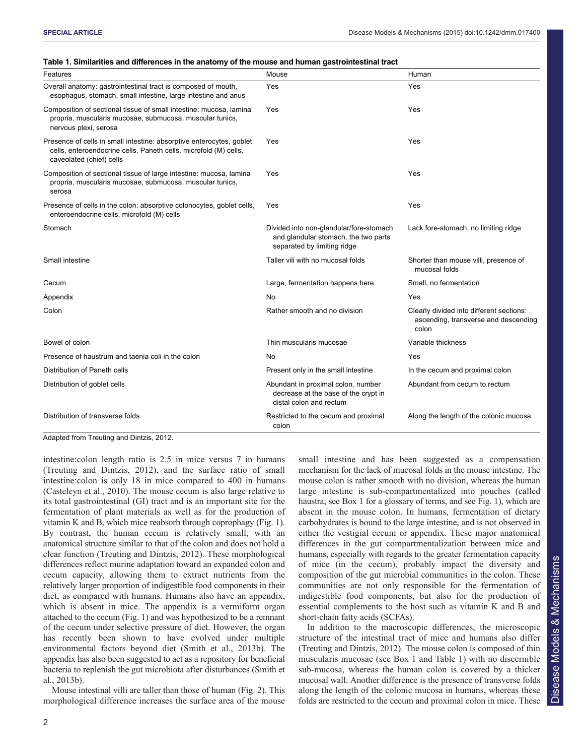**Table 1. Similarities and differences in the anatomy of the mouse and human gastrointestinal tract**

| Features | Mouse | Human |
| --- | --- | --- |
| Overall anatomy: gastrointestinal tract is composed of mouth, esophagus, stomach, small intestine, large intestine and anus | Yes | Yes |
| Composition of sectional tissue of small intestine: mucosa, lamina propria, muscularis mucosae, submucosa, muscular tunics, nervous plexi, serosa | Yes | Yes |
| Presence of cells in small intestine: absorptive enterocytes, goblet cells, enteroendocrine cells, Paneth cells, microfold (M) cells, caveolated (chief) cells | Yes | Yes |
| Composition of sectional tissue of large intestine: mucosa, lamina propria, muscularis mucosae, submucosa, muscular tunics, serosa | Yes | Yes |
| Presence of cells in the colon: absorptive colonocytes, goblet cells, enteroendocrine cells, microfold (M) cells | Yes | Yes |
| Stomach | Divided into non-glandular/fore-stomach and glandular stomach, the two parts separated by limiting ridge | Lack fore-stomach, no limiting ridge |
| Small intestine | Taller vili with no mucosal folds | Shorter than mouse villi, presence of mucosal folds |
| Cecum | Large, fermentation happens here | Small, no fermentation |
| Appendix | No | Yes |
| Colon | Rather smooth and no division | Clearly divided into different sections: ascending, transverse and descending colon |
| Bowel of colon | Thin muscularis mucosae | Variable thickness |
| Presence of haustrum and taenia coli in the colon | No | Yes |
| Distribution of Paneth cells | Present only in the small intestine | In the cecum and proximal colon |
| Distribution of goblet cells | Abundant in proximal colon, number decrease at the base of the crypt in distal colon and rectum | Abundant from cecum to rectum |
| Distribution of transverse folds | Restricted to the cecum and proximal colon | Along the length of the colonic mucosa |

Adapted from Treuting and Dintzis, 2012.

intestine:colon length ratio is 2.5 in mice versus 7 in humans (Treuting and Dintzis, 2012), and the surface ratio of small intestine:colon is only 18 in mice compared to 400 in humans (Casteleyn et al., 2010). The mouse cecum is also large relative to its total gastrointestinal (GI) tract and is an important site for the fermentation of plant materials as well as for the production of vitamin K and B, which mice reabsorb through coprophagy (Fig. 1). By contrast, the human cecum is relatively small, with an anatomical structure similar to that of the colon and does not hold a clear function (Treuting and Dintzis, 2012). These morphological differences reflect murine adaptation toward an expanded colon and cecum capacity, allowing them to extract nutrients from the relatively larger proportion of indigestible food components in their diet, as compared with humans. Humans also have an appendix, which is absent in mice. The appendix is a vermiform organ attached to the cecum (Fig. 1) and was hypothesized to be a remnant of the cecum under selective pressure of diet. However, the organ has recently been shown to have evolved under multiple environmental factors beyond diet (Smith et al., 2013b). The appendix has also been suggested to act as a repository for beneficial bacteria to replenish the gut microbiota after disturbances (Smith et al., 2013b).

Mouse intestinal villi are taller than those of human (Fig. 2). This morphological difference increases the surface area of the mouse small intestine and has been suggested as a compensation mechanism for the lack of mucosal folds in the mouse intestine. The mouse colon is rather smooth with no division, whereas the human large intestine is sub-compartmentalized into pouches (called haustra; see Box 1 for a glossary of terms, and see Fig. 1), which are absent in the mouse colon. In humans, fermentation of dietary carbohydrates is bound to the large intestine, and is not observed in either the vestigial cecum or appendix. These major anatomical differences in the gut compartmentalization between mice and humans, especially with regards to the greater fermentation capacity of mice (in the cecum), probably impact the diversity and composition of the gut microbial communities in the colon. These communities are not only responsible for the fermentation of indigestible food components, but also for the production of essential complements to the host such as vitamin K and B and short-chain fatty acids (SCFAs).

In addition to the macroscopic differences, the microscopic structure of the intestinal tract of mice and humans also differ (Treuting and Dintzis, 2012). The mouse colon is composed of thin muscularis mucosae (see Box 1 and Table 1) with no discernible sub-mucosa, whereas the human colon is covered by a thicker mucosal wall. Another difference is the presence of transverse folds along the length of the colonic mucosa in humans, whereas these folds are restricted to the cecum and proximal colon in mice. These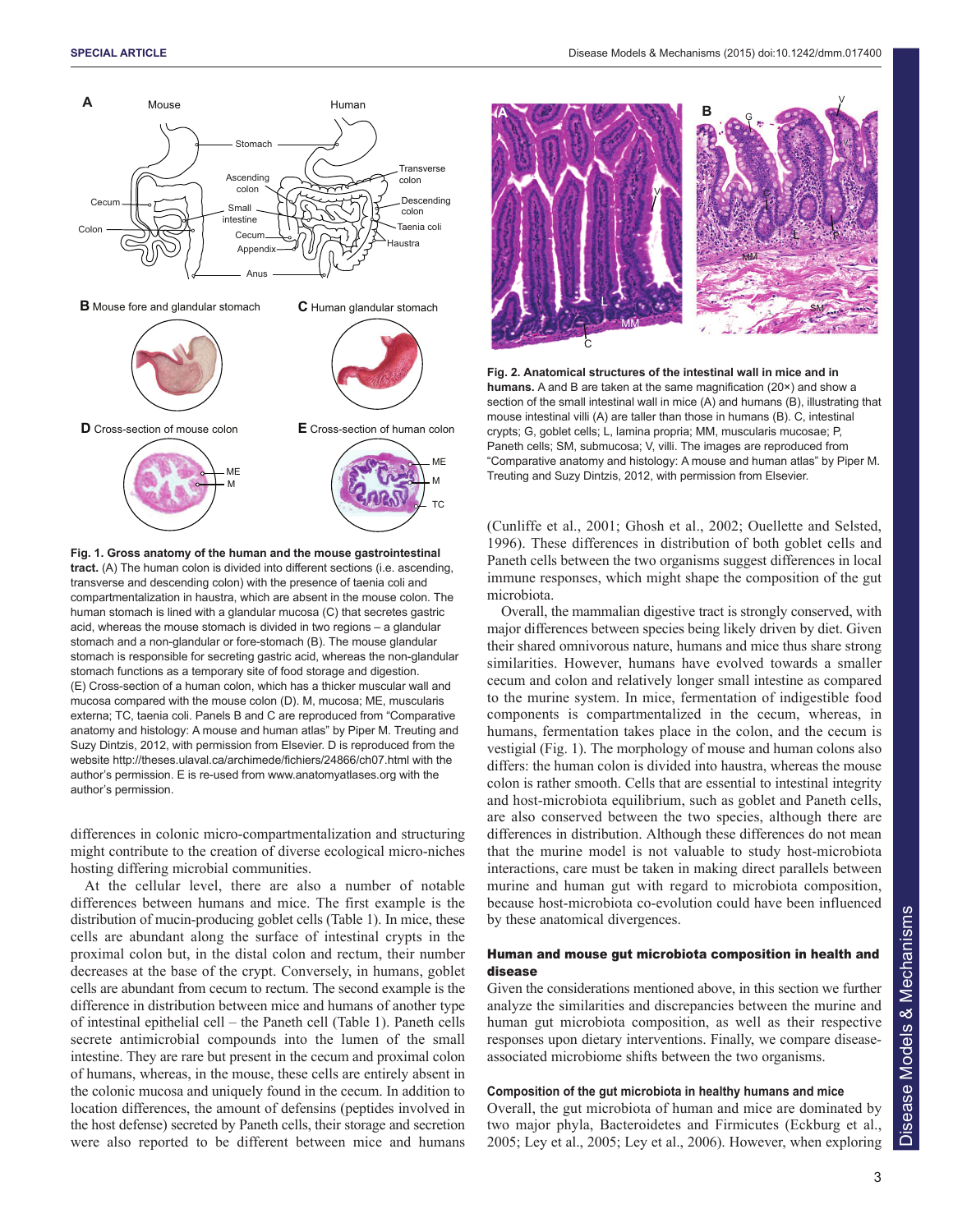A

Mouse

Human

Stomach

Ascending colon

Transverse colon

Cecum

Small intestine

Descending colon

Colon

Taenia coli

Cecum

Haustra

Appendix

Anus

**B** Mouse fore and glandular stomach

**C** Human glandular stomach

**D** Cross-section of mouse colon

ME

M

**E** Cross-section of human colon

ME

M

TC

**Fig. 1. Gross anatomy of the human and the mouse gastrointestinal tract.** (A) The human colon is divided into different sections (i.e. ascending, transverse and descending colon) with the presence of taenia coli and compartmentalization in haustra, which are absent in the mouse colon. The human stomach is lined with a glandular mucosa (C) that secretes gastric acid, whereas the mouse stomach is divided in two regions – a glandular stomach and a non-glandular or fore-stomach (B). The mouse glandular stomach is responsible for secreting gastric acid, whereas the non-glandular stomach functions as a temporary site of food storage and digestion. (E) Cross-section of a human colon, which has a thicker muscular wall and mucosa compared with the mouse colon (D). M, mucosa; ME, muscularis externa; TC, taenia coli. Panels B and C are reproduced from "Comparative anatomy and histology: A mouse and human atlas" by Piper M. Treuting and Suzy Dintzis, 2012, with permission from Elsevier. D is reproduced from the website http://theses.ulaval.ca/archimede/fichiers/24866/ch07.html with the author's permission. E is re-used from www.anatomyatlases.org with the author's permission.

A

V

L

MM

C

B

G

V

V

C

L

P

MM

SM

**Fig. 2. Anatomical structures of the intestinal wall in mice and in humans.** A and B are taken at the same magnification (20×) and show a section of the small intestinal wall in mice (A) and humans (B), illustrating that mouse intestinal villi (A) are taller than those in humans (B). C, intestinal crypts; G, goblet cells; L, lamina propria; MM, muscularis mucosae; P, Paneth cells; SM, submucosa; V, villi. The images are reproduced from "Comparative anatomy and histology: A mouse and human atlas" by Piper M. Treuting and Suzy Dintzis, 2012, with permission from Elsevier.

differences in colonic micro-compartmentalization and structuring might contribute to the creation of diverse ecological micro-niches hosting differing microbial communities.

At the cellular level, there are also a number of notable differences between humans and mice. The first example is the distribution of mucin-producing goblet cells (Table 1). In mice, these cells are abundant along the surface of intestinal crypts in the proximal colon but, in the distal colon and rectum, their number decreases at the base of the crypt. Conversely, in humans, goblet cells are abundant from cecum to rectum. The second example is the difference in distribution between mice and humans of another type of intestinal epithelial cell – the Paneth cell (Table 1). Paneth cells secrete antimicrobial compounds into the lumen of the small intestine. They are rare but present in the cecum and proximal colon of humans, whereas, in the mouse, these cells are entirely absent in the colonic mucosa and uniquely found in the cecum. In addition to location differences, the amount of defensins (peptides involved in the host defense) secreted by Paneth cells, their storage and secretion were also reported to be different between mice and humans (Cunliffe et al., 2001; Ghosh et al., 2002; Ouellette and Selsted, 1996). These differences in distribution of both goblet cells and Paneth cells between the two organisms suggest differences in local immune responses, which might shape the composition of the gut microbiota.

Overall, the mammalian digestive tract is strongly conserved, with major differences between species being likely driven by diet. Given their shared omnivorous nature, humans and mice thus share strong similarities. However, humans have evolved towards a smaller cecum and colon and relatively longer small intestine as compared to the murine system. In mice, fermentation of indigestible food components is compartmentalized in the cecum, whereas, in humans, fermentation takes place in the colon, and the cecum is vestigial (Fig. 1). The morphology of mouse and human colons also differs: the human colon is divided into haustra, whereas the mouse colon is rather smooth. Cells that are essential to intestinal integrity and host-microbiota equilibrium, such as goblet and Paneth cells, are also conserved between the two species, although there are differences in distribution. Although these differences do not mean that the murine model is not valuable to study host-microbiota interactions, care must be taken in making direct parallels between murine and human gut with regard to microbiota composition, because host-microbiota co-evolution could have been influenced by these anatomical divergences.

## Human and mouse gut microbiota composition in health and disease

Given the considerations mentioned above, in this section we further analyze the similarities and discrepancies between the murine and human gut microbiota composition, as well as their respective responses upon dietary interventions. Finally, we compare disease-associated microbiome shifts between the two organisms.

### Composition of the gut microbiota in healthy humans and mice

Overall, the gut microbiota of human and mice are dominated by two major phyla, Bacteroidetes and Firmicutes (Eckburg et al., 2005; Ley et al., 2005; Ley et al., 2006). However, when exploring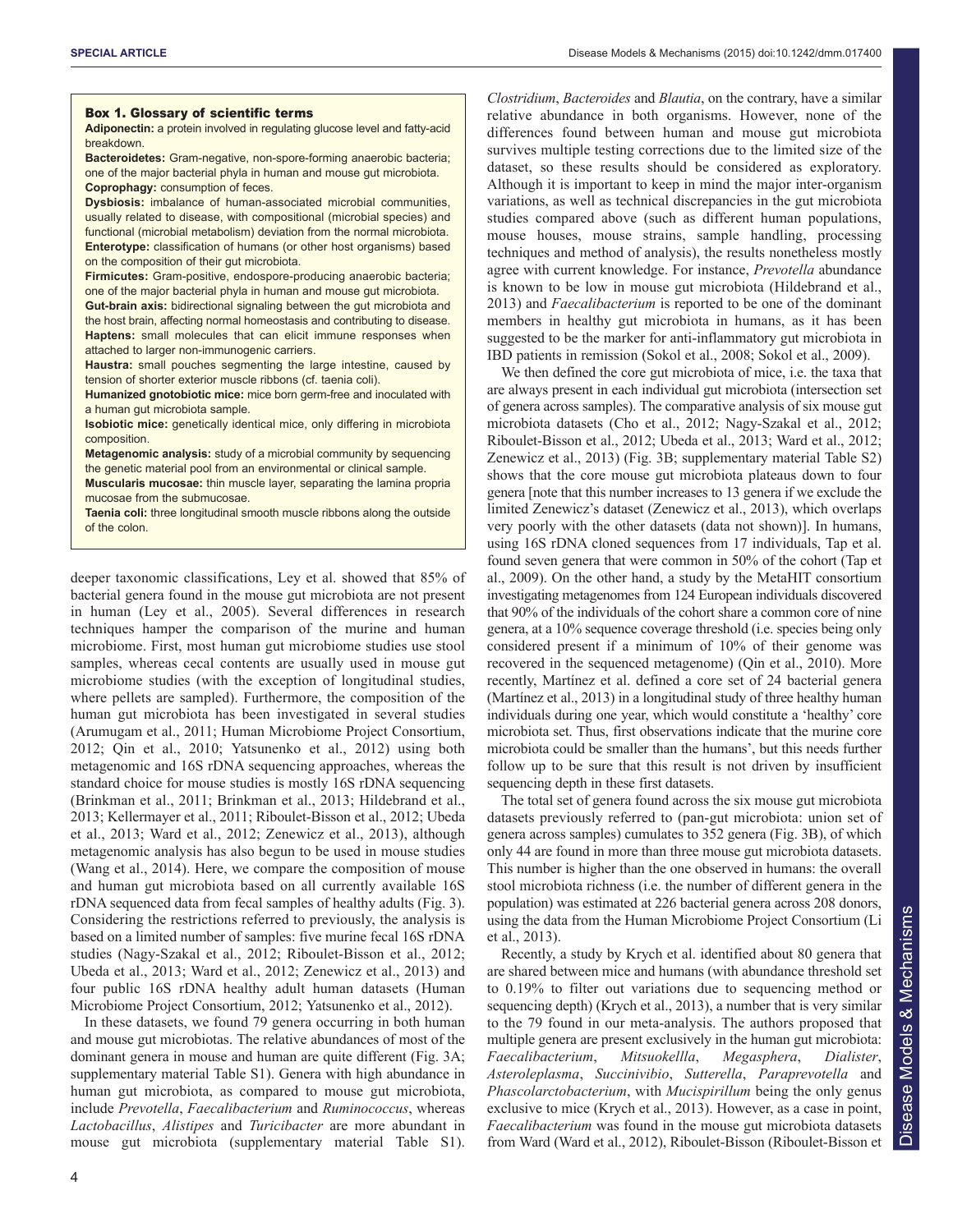### Box 1. Glossary of scientific terms

**Adiponectin:** a protein involved in regulating glucose level and fatty-acid breakdown.

**Bacteroidetes:** Gram-negative, non-spore-forming anaerobic bacteria; one of the major bacterial phyla in human and mouse gut microbiota.

**Coprophagy:** consumption of feces.

**Dysbiosis:** imbalance of human-associated microbial communities, usually related to disease, with compositional (microbial species) and functional (microbial metabolism) deviation from the normal microbiota.

**Enterotype:** classification of humans (or other host organisms) based on the composition of their gut microbiota.

**Firmicutes:** Gram-positive, endospore-producing anaerobic bacteria; one of the major bacterial phyla in human and mouse gut microbiota.

**Gut-brain axis:** bidirectional signaling between the gut microbiota and the host brain, affecting normal homeostasis and contributing to disease.

**Haptens:** small molecules that can elicit immune responses when attached to larger non-immunogenic carriers.

**Haustra:** small pouches segmenting the large intestine, caused by tension of shorter exterior muscle ribbons (cf. taenia coli).

**Humanized gnotobiotic mice:** mice born germ-free and inoculated with a human gut microbiota sample.

**Isobiotic mice:** genetically identical mice, only differing in microbiota composition.

**Metagenomic analysis:** study of a microbial community by sequencing the genetic material pool from an environmental or clinical sample.

**Muscularis mucosae:** thin muscle layer, separating the lamina propria mucosae from the submucosae.

**Taenia coli:** three longitudinal smooth muscle ribbons along the outside of the colon.

deeper taxonomic classifications, Ley et al. showed that 85% of bacterial genera found in the mouse gut microbiota are not present in human (Ley et al., 2005). Several differences in research techniques hamper the comparison of the murine and human microbiome. First, most human gut microbiome studies use stool samples, whereas cecal contents are usually used in mouse gut microbiome studies (with the exception of longitudinal studies, where pellets are sampled). Furthermore, the composition of the human gut microbiota has been investigated in several studies (Arumugam et al., 2011; Human Microbiome Project Consortium, 2012; Qin et al., 2010; Yatsunenko et al., 2012) using both metagenomic and 16S rDNA sequencing approaches, whereas the standard choice for mouse studies is mostly 16S rDNA sequencing (Brinkman et al., 2011; Brinkman et al., 2013; Hildebrand et al., 2013; Kellermayer et al., 2011; Riboulet-Bisson et al., 2012; Ubeda et al., 2013; Ward et al., 2012; Zenewicz et al., 2013), although metagenomic analysis has also begun to be used in mouse studies (Wang et al., 2014). Here, we compare the composition of mouse and human gut microbiota based on all currently available 16S rDNA sequenced data from fecal samples of healthy adults (Fig. 3). Considering the restrictions referred to previously, the analysis is based on a limited number of samples: five murine fecal 16S rDNA studies (Nagy-Szakal et al., 2012; Riboulet-Bisson et al., 2012; Ubeda et al., 2013; Ward et al., 2012; Zenewicz et al., 2013) and four public 16S rDNA healthy adult human datasets (Human Microbiome Project Consortium, 2012; Yatsunenko et al., 2012).

In these datasets, we found 79 genera occurring in both human and mouse gut microbiotas. The relative abundances of most of the dominant genera in mouse and human are quite different (Fig. 3A; supplementary material Table S1). Genera with high abundance in human gut microbiota, as compared to mouse gut microbiota, include *Prevotella*, *Faecalibacterium* and *Ruminococcus*, whereas *Lactobacillus*, *Alistipes* and *Turicibacter* are more abundant in mouse gut microbiota (supplementary material Table S1). *Clostridium*, *Bacteroides* and *Blautia*, on the contrary, have a similar relative abundance in both organisms. However, none of the differences found between human and mouse gut microbiota survives multiple testing corrections due to the limited size of the dataset, so these results should be considered as exploratory. Although it is important to keep in mind the major inter-organism variations, as well as technical discrepancies in the gut microbiota studies compared above (such as different human populations, mouse houses, mouse strains, sample handling, processing techniques and method of analysis), the results nonetheless mostly agree with current knowledge. For instance, *Prevotella* abundance is known to be low in mouse gut microbiota (Hildebrand et al., 2013) and *Faecalibacterium* is reported to be one of the dominant members in healthy gut microbiota in humans, as it has been suggested to be the marker for anti-inflammatory gut microbiota in IBD patients in remission (Sokol et al., 2008; Sokol et al., 2009).

We then defined the core gut microbiota of mice, i.e. the taxa that are always present in each individual gut microbiota (intersection set of genera across samples). The comparative analysis of six mouse gut microbiota datasets (Cho et al., 2012; Nagy-Szakal et al., 2012; Riboulet-Bisson et al., 2012; Ubeda et al., 2013; Ward et al., 2012; Zenewicz et al., 2013) (Fig. 3B; supplementary material Table S2) shows that the core mouse gut microbiota plateaus down to four genera [note that this number increases to 13 genera if we exclude the limited Zenewicz's dataset (Zenewicz et al., 2013), which overlaps very poorly with the other datasets (data not shown)]. In humans, using 16S rDNA cloned sequences from 17 individuals, Tap et al. found seven genera that were common in 50% of the cohort (Tap et al., 2009). On the other hand, a study by the MetaHIT consortium investigating metagenomes from 124 European individuals discovered that 90% of the individuals of the cohort share a common core of nine genera, at a 10% sequence coverage threshold (i.e. species being only considered present if a minimum of 10% of their genome was recovered in the sequenced metagenome) (Qin et al., 2010). More recently, Martínez et al. defined a core set of 24 bacterial genera (Martínez et al., 2013) in a longitudinal study of three healthy human individuals during one year, which would constitute a 'healthy' core microbiota set. Thus, first observations indicate that the murine core microbiota could be smaller than the humans', but this needs further follow up to be sure that this result is not driven by insufficient sequencing depth in these first datasets.

The total set of genera found across the six mouse gut microbiota datasets previously referred to (pan-gut microbiota: union set of genera across samples) cumulates to 352 genera (Fig. 3B), of which only 44 are found in more than three mouse gut microbiota datasets. This number is higher than the one observed in humans: the overall stool microbiota richness (i.e. the number of different genera in the population) was estimated at 226 bacterial genera across 208 donors, using the data from the Human Microbiome Project Consortium (Li et al., 2013).

Recently, a study by Krych et al. identified about 80 genera that are shared between mice and humans (with abundance threshold set to 0.19% to filter out variations due to sequencing method or sequencing depth) (Krych et al., 2013), a number that is very similar to the 79 found in our meta-analysis. The authors proposed that multiple genera are present exclusively in the human gut microbiota: *Faecalibacterium*, *Mitsuokellla*, *Megasphera*, *Dialister*, *Asteroleplasma*, *Succinivibio*, *Sutterella*, *Paraprevotella* and *Phascolarctobacterium*, with *Mucispirillum* being the only genus exclusive to mice (Krych et al., 2013). However, as a case in point, *Faecalibacterium* was found in the mouse gut microbiota datasets from Ward (Ward et al., 2012), Riboulet-Bisson (Riboulet-Bisson et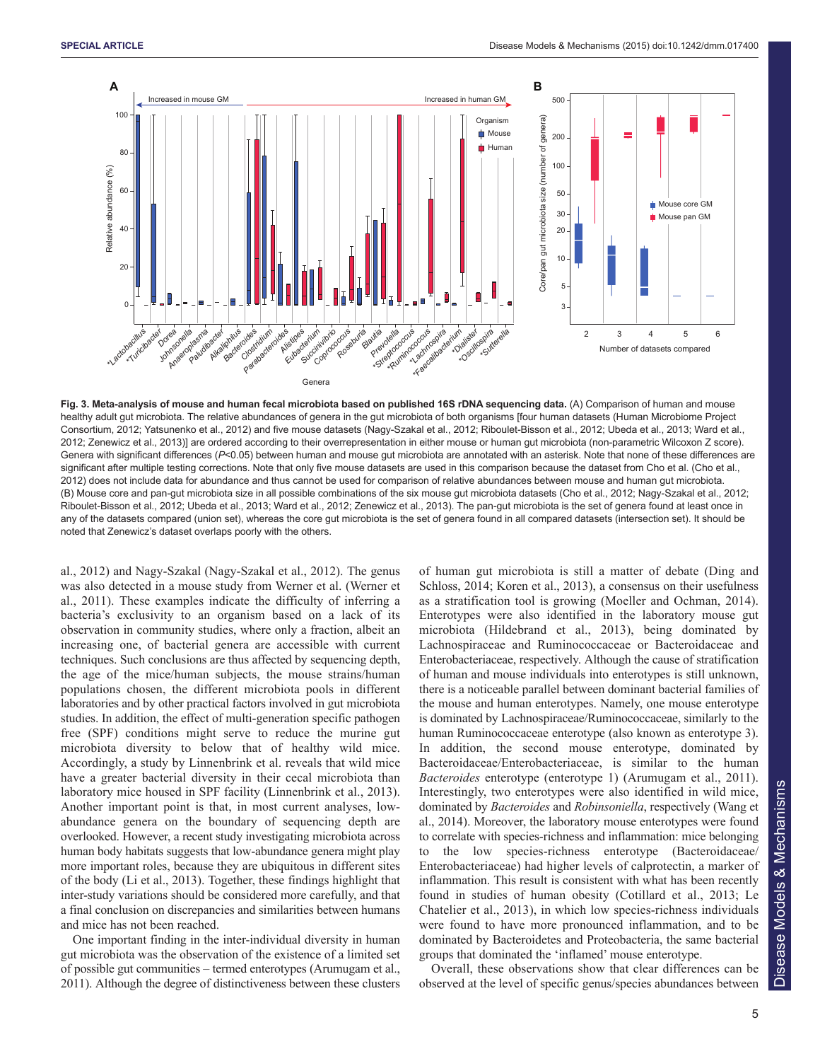**Fig. 3. Meta-analysis of mouse and human fecal microbiota based on published 16S rDNA sequencing data.** (A) Comparison of human and mouse healthy adult gut microbiota. The relative abundances of genera in the gut microbiota of both organisms [four human datasets (Human Microbiome Project Consortium, 2012; Yatsunenko et al., 2012) and five mouse datasets (Nagy-Szakal et al., 2012; Riboulet-Bisson et al., 2012; Ubeda et al., 2013; Ward et al., 2012; Zenewicz et al., 2013)] are ordered according to their overrepresentation in either mouse or human gut microbiota (non-parametric Wilcoxon Z score). Genera with significant differences ($P$<0.05) between human and mouse gut microbiota are annotated with an asterisk. Note that none of these differences are significant after multiple testing corrections. Note that only five mouse datasets are used in this comparison because the dataset from Cho et al. (Cho et al., 2012) does not include data for abundance and thus cannot be used for comparison of relative abundances between mouse and human gut microbiota. (B) Mouse core and pan-gut microbiota size in all possible combinations of the six mouse gut microbiota datasets (Cho et al., 2012; Nagy-Szakal et al., 2012; Riboulet-Bisson et al., 2012; Ubeda et al., 2013; Ward et al., 2012; Zenewicz et al., 2013). The pan-gut microbiota is the set of genera found at least once in any of the datasets compared (union set), whereas the core gut microbiota is the set of genera found in all compared datasets (intersection set). It should be noted that Zenewicz's dataset overlaps poorly with the others.

al., 2012) and Nagy-Szakal (Nagy-Szakal et al., 2012). The genus was also detected in a mouse study from Werner et al. (Werner et al., 2011). These examples indicate the difficulty of inferring a bacteria's exclusivity to an organism based on a lack of its observation in community studies, where only a fraction, albeit an increasing one, of bacterial genera are accessible with current techniques. Such conclusions are thus affected by sequencing depth, the age of the mice/human subjects, the mouse strains/human populations chosen, the different microbiota pools in different laboratories and by other practical factors involved in gut microbiota studies. In addition, the effect of multi-generation specific pathogen free (SPF) conditions might serve to reduce the murine gut microbiota diversity to below that of healthy wild mice. Accordingly, a study by Linnenbrink et al. reveals that wild mice have a greater bacterial diversity in their cecal microbiota than laboratory mice housed in SPF facility (Linnenbrink et al., 2013). Another important point is that, in most current analyses, low-abundance genera on the boundary of sequencing depth are overlooked. However, a recent study investigating microbiota across human body habitats suggests that low-abundance genera might play more important roles, because they are ubiquitous in different sites of the body (Li et al., 2013). Together, these findings highlight that inter-study variations should be considered more carefully, and that a final conclusion on discrepancies and similarities between humans and mice has not been reached.

One important finding in the inter-individual diversity in human gut microbiota was the observation of the existence of a limited set of possible gut communities – termed enterotypes (Arumugam et al., 2011). Although the degree of distinctiveness between these clusters of human gut microbiota is still a matter of debate (Ding and Schloss, 2014; Koren et al., 2013), a consensus on their usefulness as a stratification tool is growing (Moeller and Ochman, 2014). Enterotypes were also identified in the laboratory mouse gut microbiota (Hildebrand et al., 2013), being dominated by Lachnospiraceae and Ruminococcaceae or Bacteroidaceae and Enterobacteriaceae, respectively. Although the cause of stratification of human and mouse individuals into enterotypes is still unknown, there is a noticeable parallel between dominant bacterial families of the mouse and human enterotypes. Namely, one mouse enterotype is dominated by Lachnospiraceae/Ruminococcaceae, similarly to the human Ruminococcaceae enterotype (also known as enterotype 3). In addition, the second mouse enterotype, dominated by Bacteroidaceae/Enterobacteriaceae, is similar to the human *Bacteroides* enterotype (enterotype 1) (Arumugam et al., 2011). Interestingly, two enterotypes were also identified in wild mice, dominated by *Bacteroides* and *Robinsoniella*, respectively (Wang et al., 2014). Moreover, the laboratory mouse enterotypes were found to correlate with species-richness and inflammation: mice belonging to the low species-richness enterotype (Bacteroidaceae/Enterobacteriaceae) had higher levels of calprotectin, a marker of inflammation. This result is consistent with what has been recently found in studies of human obesity (Cotillard et al., 2013; Le Chatelier et al., 2013), in which low species-richness individuals were found to have more pronounced inflammation, and to be dominated by Bacteroidetes and Proteobacteria, the same bacterial groups that dominated the 'inflamed' mouse enterotype.

Overall, these observations show that clear differences can be observed at the level of specific genus/species abundances between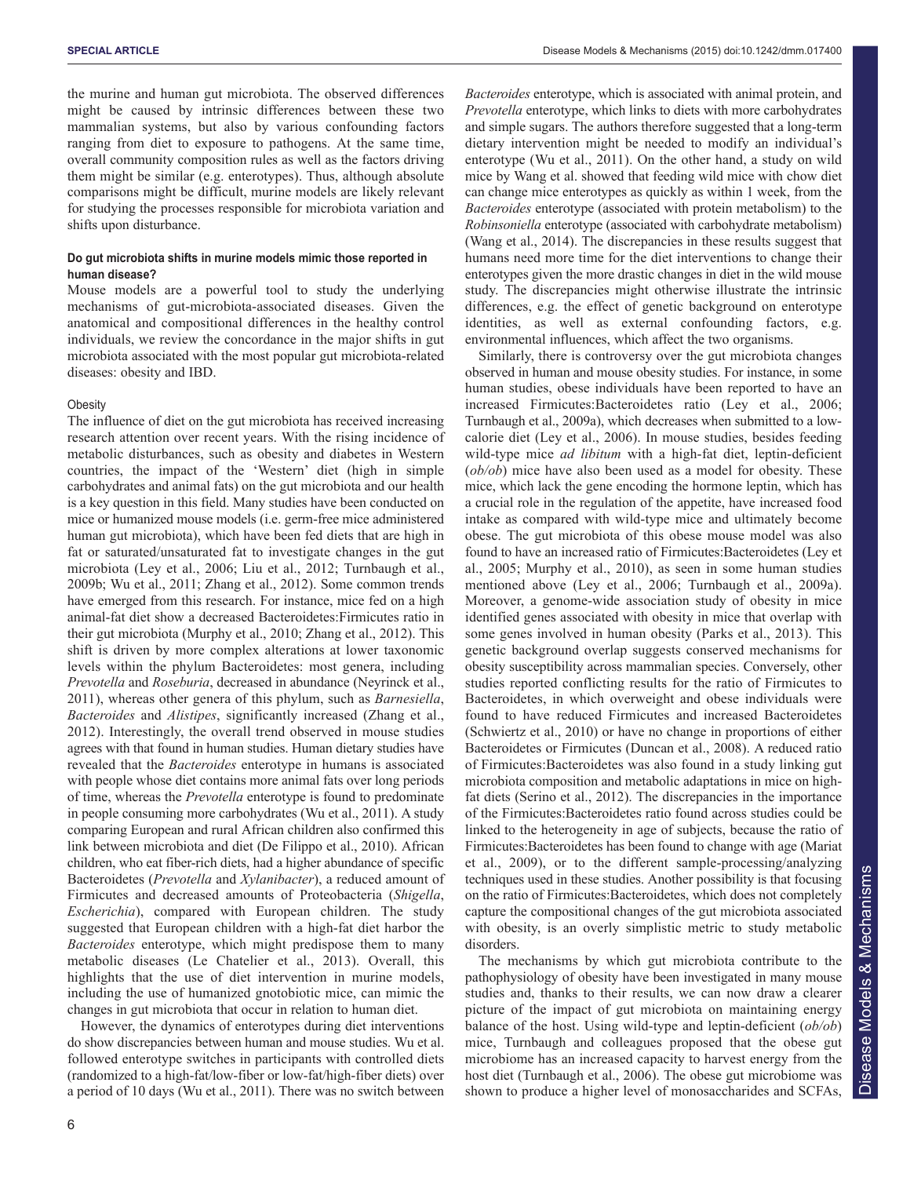the murine and human gut microbiota. The observed differences might be caused by intrinsic differences between these two mammalian systems, but also by various confounding factors ranging from diet to exposure to pathogens. At the same time, overall community composition rules as well as the factors driving them might be similar (e.g. enterotypes). Thus, although absolute comparisons might be difficult, murine models are likely relevant for studying the processes responsible for microbiota variation and shifts upon disturbance.

#### Do gut microbiota shifts in murine models mimic those reported in human disease?

Mouse models are a powerful tool to study the underlying mechanisms of gut-microbiota-associated diseases. Given the anatomical and compositional differences in the healthy control individuals, we review the concordance in the major shifts in gut microbiota associated with the most popular gut microbiota-related diseases: obesity and IBD.

##### Obesity

The influence of diet on the gut microbiota has received increasing research attention over recent years. With the rising incidence of metabolic disturbances, such as obesity and diabetes in Western countries, the impact of the 'Western' diet (high in simple carbohydrates and animal fats) on the gut microbiota and our health is a key question in this field. Many studies have been conducted on mice or humanized mouse models (i.e. germ-free mice administered human gut microbiota), which have been fed diets that are high in fat or saturated/unsaturated fat to investigate changes in the gut microbiota (Ley et al., 2006; Liu et al., 2012; Turnbaugh et al., 2009b; Wu et al., 2011; Zhang et al., 2012). Some common trends have emerged from this research. For instance, mice fed on a high animal-fat diet show a decreased Bacteroidetes:Firmicutes ratio in their gut microbiota (Murphy et al., 2010; Zhang et al., 2012). This shift is driven by more complex alterations at lower taxonomic levels within the phylum Bacteroidetes: most genera, including *Prevotella* and *Roseburia*, decreased in abundance (Neyrinck et al., 2011), whereas other genera of this phylum, such as *Barnesiella*, *Bacteroides* and *Alistipes*, significantly increased (Zhang et al., 2012). Interestingly, the overall trend observed in mouse studies agrees with that found in human studies. Human dietary studies have revealed that the *Bacteroides* enterotype in humans is associated with people whose diet contains more animal fats over long periods of time, whereas the *Prevotella* enterotype is found to predominate in people consuming more carbohydrates (Wu et al., 2011). A study comparing European and rural African children also confirmed this link between microbiota and diet (De Filippo et al., 2010). African children, who eat fiber-rich diets, had a higher abundance of specific Bacteroidetes (*Prevotella* and *Xylanibacter*), a reduced amount of Firmicutes and decreased amounts of Proteobacteria (*Shigella*, *Escherichia*), compared with European children. The study suggested that European children with a high-fat diet harbor the *Bacteroides* enterotype, which might predispose them to many metabolic diseases (Le Chatelier et al., 2013). Overall, this highlights that the use of diet intervention in murine models, including the use of humanized gnotobiotic mice, can mimic the changes in gut microbiota that occur in relation to human diet.

However, the dynamics of enterotypes during diet interventions do show discrepancies between human and mouse studies. Wu et al. followed enterotype switches in participants with controlled diets (randomized to a high-fat/low-fiber or low-fat/high-fiber diets) over a period of 10 days (Wu et al., 2011). There was no switch between *Bacteroides* enterotype, which is associated with animal protein, and *Prevotella* enterotype, which links to diets with more carbohydrates and simple sugars. The authors therefore suggested that a long-term dietary intervention might be needed to modify an individual's enterotype (Wu et al., 2011). On the other hand, a study on wild mice by Wang et al. showed that feeding wild mice with chow diet can change mice enterotypes as quickly as within 1 week, from the *Bacteroides* enterotype (associated with protein metabolism) to the *Robinsoniella* enterotype (associated with carbohydrate metabolism) (Wang et al., 2014). The discrepancies in these results suggest that humans need more time for the diet interventions to change their enterotypes given the more drastic changes in diet in the wild mouse study. The discrepancies might otherwise illustrate the intrinsic differences, e.g. the effect of genetic background on enterotype identities, as well as external confounding factors, e.g. environmental influences, which affect the two organisms.

Similarly, there is controversy over the gut microbiota changes observed in human and mouse obesity studies. For instance, in some human studies, obese individuals have been reported to have an increased Firmicutes:Bacteroidetes ratio (Ley et al., 2006; Turnbaugh et al., 2009a), which decreases when submitted to a low-calorie diet (Ley et al., 2006). In mouse studies, besides feeding wild-type mice *ad libitum* with a high-fat diet, leptin-deficient (*ob/ob*) mice have also been used as a model for obesity. These mice, which lack the gene encoding the hormone leptin, which has a crucial role in the regulation of the appetite, have increased food intake as compared with wild-type mice and ultimately become obese. The gut microbiota of this obese mouse model was also found to have an increased ratio of Firmicutes:Bacteroidetes (Ley et al., 2005; Murphy et al., 2010), as seen in some human studies mentioned above (Ley et al., 2006; Turnbaugh et al., 2009a). Moreover, a genome-wide association study of obesity in mice identified genes associated with obesity in mice that overlap with some genes involved in human obesity (Parks et al., 2013). This genetic background overlap suggests conserved mechanisms for obesity susceptibility across mammalian species. Conversely, other studies reported conflicting results for the ratio of Firmicutes to Bacteroidetes, in which overweight and obese individuals were found to have reduced Firmicutes and increased Bacteroidetes (Schwiertz et al., 2010) or have no change in proportions of either Bacteroidetes or Firmicutes (Duncan et al., 2008). A reduced ratio of Firmicutes:Bacteroidetes was also found in a study linking gut microbiota composition and metabolic adaptations in mice on high-fat diets (Serino et al., 2012). The discrepancies in the importance of the Firmicutes:Bacteroidetes ratio found across studies could be linked to the heterogeneity in age of subjects, because the ratio of Firmicutes:Bacteroidetes has been found to change with age (Mariat et al., 2009), or to the different sample-processing/analyzing techniques used in these studies. Another possibility is that focusing on the ratio of Firmicutes:Bacteroidetes, which does not completely capture the compositional changes of the gut microbiota associated with obesity, is an overly simplistic metric to study metabolic disorders.

The mechanisms by which gut microbiota contribute to the pathophysiology of obesity have been investigated in many mouse studies and, thanks to their results, we can now draw a clearer picture of the impact of gut microbiota on maintaining energy balance of the host. Using wild-type and leptin-deficient (*ob/ob*) mice, Turnbaugh and colleagues proposed that the obese gut microbiome has an increased capacity to harvest energy from the host diet (Turnbaugh et al., 2006). The obese gut microbiome was shown to produce a higher level of monosaccharides and SCFAs,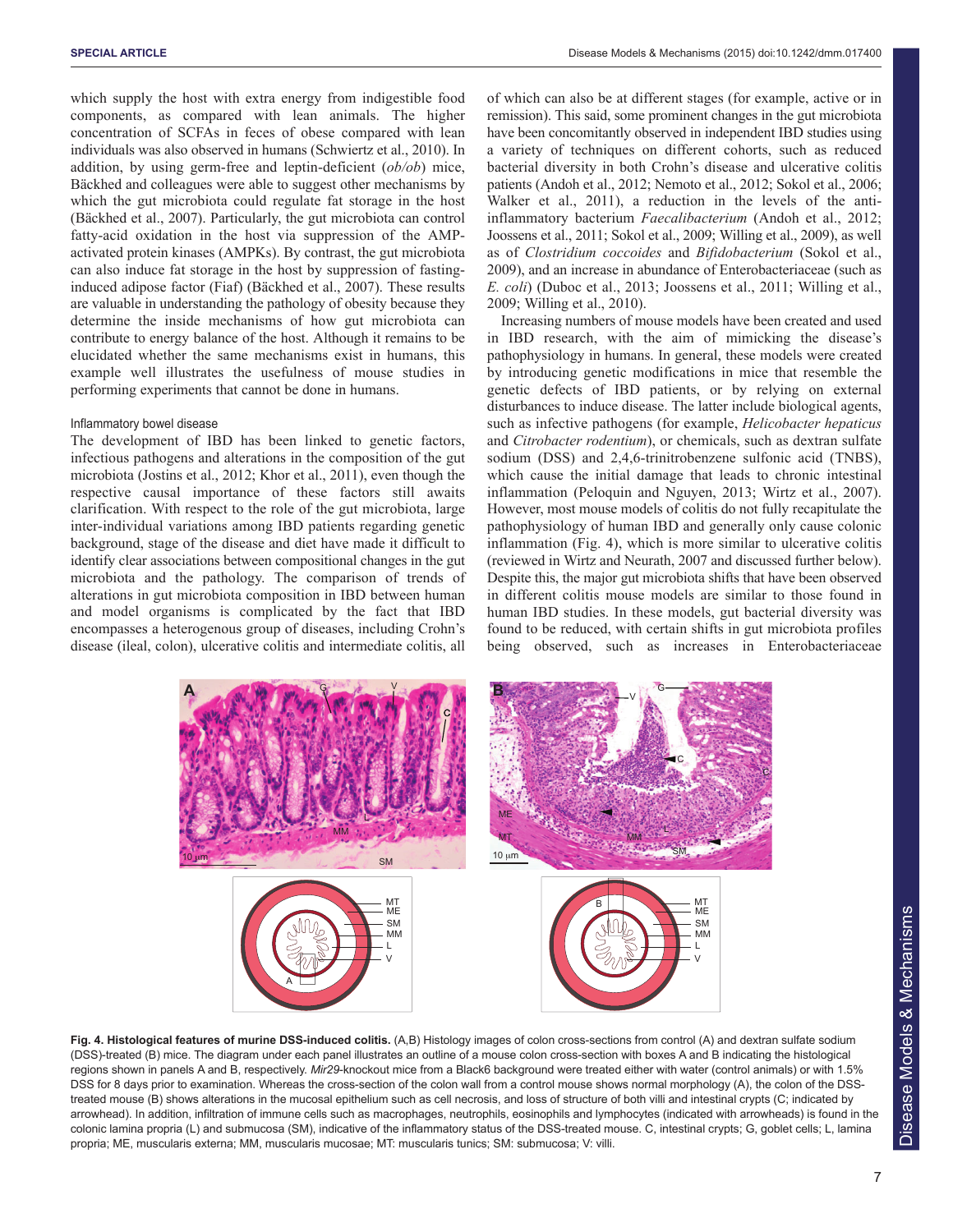which supply the host with extra energy from indigestible food components, as compared with lean animals. The higher concentration of SCFAs in feces of obese compared with lean individuals was also observed in humans (Schwiertz et al., 2010). In addition, by using germ-free and leptin-deficient (*ob/ob*) mice, Bäckhed and colleagues were able to suggest other mechanisms by which the gut microbiota could regulate fat storage in the host (Bäckhed et al., 2007). Particularly, the gut microbiota can control fatty-acid oxidation in the host via suppression of the AMP-activated protein kinases (AMPKs). By contrast, the gut microbiota can also induce fat storage in the host by suppression of fasting-induced adipose factor (Fiaf) (Bäckhed et al., 2007). These results are valuable in understanding the pathology of obesity because they determine the inside mechanisms of how gut microbiota can contribute to energy balance of the host. Although it remains to be elucidated whether the same mechanisms exist in humans, this example well illustrates the usefulness of mouse studies in performing experiments that cannot be done in humans.

### Inflammatory bowel disease

The development of IBD has been linked to genetic factors, infectious pathogens and alterations in the composition of the gut microbiota (Jostins et al., 2012; Khor et al., 2011), even though the respective causal importance of these factors still awaits clarification. With respect to the role of the gut microbiota, large inter-individual variations among IBD patients regarding genetic background, stage of the disease and diet have made it difficult to identify clear associations between compositional changes in the gut microbiota and the pathology. The comparison of trends of alterations in gut microbiota composition in IBD between human and model organisms is complicated by the fact that IBD encompasses a heterogenous group of diseases, including Crohn's disease (ileal, colon), ulcerative colitis and intermediate colitis, all of which can also be at different stages (for example, active or in remission). This said, some prominent changes in the gut microbiota have been concomitantly observed in independent IBD studies using a variety of techniques on different cohorts, such as reduced bacterial diversity in both Crohn's disease and ulcerative colitis patients (Andoh et al., 2012; Nemoto et al., 2012; Sokol et al., 2006; Walker et al., 2011), a reduction in the levels of the anti-inflammatory bacterium *Faecalibacterium* (Andoh et al., 2012; Joossens et al., 2011; Sokol et al., 2009; Willing et al., 2009), as well as of *Clostridium coccoides* and *Bifidobacterium* (Sokol et al., 2009), and an increase in abundance of Enterobacteriaceae (such as *E. coli*) (Duboc et al., 2013; Joossens et al., 2011; Willing et al., 2009; Willing et al., 2010).

Increasing numbers of mouse models have been created and used in IBD research, with the aim of mimicking the disease's pathophysiology in humans. In general, these models were created by introducing genetic modifications in mice that resemble the genetic defects of IBD patients, or by relying on external disturbances to induce disease. The latter include biological agents, such as infective pathogens (for example, *Helicobacter hepaticus* and *Citrobacter rodentium*), or chemicals, such as dextran sulfate sodium (DSS) and 2,4,6-trinitrobenzene sulfonic acid (TNBS), which cause the initial damage that leads to chronic intestinal inflammation (Peloquin and Nguyen, 2013; Wirtz et al., 2007). However, most mouse models of colitis do not fully recapitulate the pathophysiology of human IBD and generally only cause colonic inflammation (Fig. 4), which is more similar to ulcerative colitis (reviewed in Wirtz and Neurath, 2007 and discussed further below). Despite this, the major gut microbiota shifts that have been observed in different colitis mouse models are similar to those found in human IBD studies. In these models, gut bacterial diversity was found to be reduced, with certain shifts in gut microbiota profiles being observed, such as increases in Enterobacteriaceae

**Fig. 4. Histological features of murine DSS-induced colitis.** (A,B) Histology images of colon cross-sections from control (A) and dextran sulfate sodium (DSS)-treated (B) mice. The diagram under each panel illustrates an outline of a mouse colon cross-section with boxes A and B indicating the histological regions shown in panels A and B, respectively. *Mir29*-knockout mice from a Black6 background were treated either with water (control animals) or with 1.5% DSS for 8 days prior to examination. Whereas the cross-section of the colon wall from a control mouse shows normal morphology (A), the colon of the DSS-treated mouse (B) shows alterations in the mucosal epithelium such as cell necrosis, and loss of structure of both villi and intestinal crypts (C; indicated by arrowhead). In addition, infiltration of immune cells such as macrophages, neutrophils, eosinophils and lymphocytes (indicated with arrowheads) is found in the colonic lamina propria (L) and submucosa (SM), indicative of the inflammatory status of the DSS-treated mouse. C, intestinal crypts; G, goblet cells; L, lamina propria; ME, muscularis externa; MM, muscularis mucosae; MT: muscularis tunics; SM: submucosa; V: villi.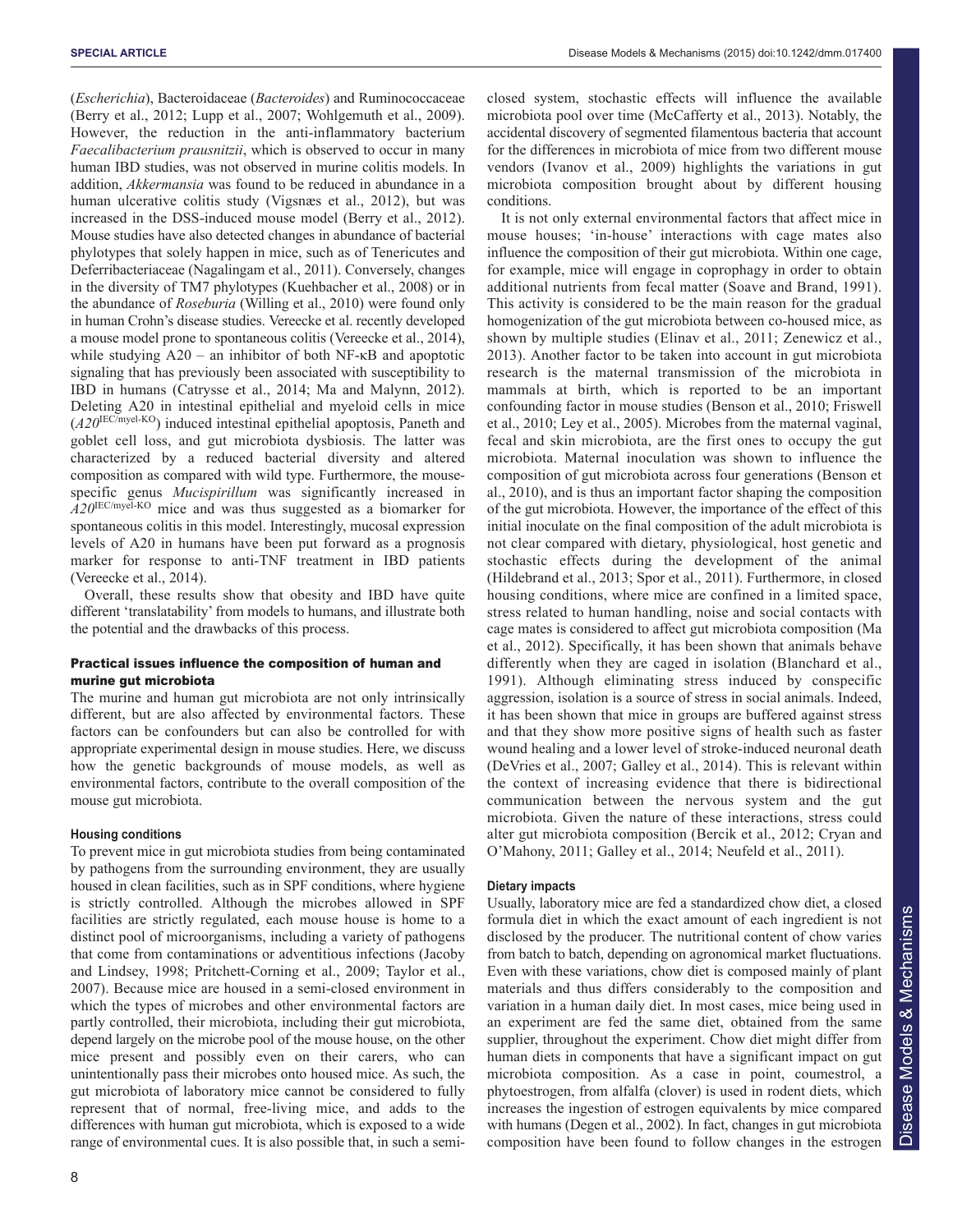(*Escherichia*), Bacteroidaceae (*Bacteroides*) and Ruminococcaceae (Berry et al., 2012; Lupp et al., 2007; Wohlgemuth et al., 2009). However, the reduction in the anti-inflammatory bacterium *Faecalibacterium prausnitzii*, which is observed to occur in many human IBD studies, was not observed in murine colitis models. In addition, *Akkermansia* was found to be reduced in abundance in a human ulcerative colitis study (Vigsnæs et al., 2012), but was increased in the DSS-induced mouse model (Berry et al., 2012). Mouse studies have also detected changes in abundance of bacterial phylotypes that solely happen in mice, such as of Tenericutes and Deferribacteriaceae (Nagalingam et al., 2011). Conversely, changes in the diversity of TM7 phylotypes (Kuehbacher et al., 2008) or in the abundance of *Roseburia* (Willing et al., 2010) were found only in human Crohn's disease studies. Vereecke et al. recently developed a mouse model prone to spontaneous colitis (Vereecke et al., 2014), while studying A20 – an inhibitor of both NF-κB and apoptotic signaling that has previously been associated with susceptibility to IBD in humans (Catrysse et al., 2014; Ma and Malynn, 2012). Deleting A20 in intestinal epithelial and myeloid cells in mice ($A20^{IEC/myel\text{-}KO}$) induced intestinal epithelial apoptosis, Paneth and goblet cell loss, and gut microbiota dysbiosis. The latter was characterized by a reduced bacterial diversity and altered composition as compared with wild type. Furthermore, the mouse-specific genus *Mucispirillum* was significantly increased in $A20^{IEC/myel\text{-}KO}$ mice and was thus suggested as a biomarker for spontaneous colitis in this model. Interestingly, mucosal expression levels of A20 in humans have been put forward as a prognosis marker for response to anti-TNF treatment in IBD patients (Vereecke et al., 2014).

Overall, these results show that obesity and IBD have quite different 'translatability' from models to humans, and illustrate both the potential and the drawbacks of this process.

## Practical issues influence the composition of human and murine gut microbiota

The murine and human gut microbiota are not only intrinsically different, but are also affected by environmental factors. These factors can be confounders but can also be controlled for with appropriate experimental design in mouse studies. Here, we discuss how the genetic backgrounds of mouse models, as well as environmental factors, contribute to the overall composition of the mouse gut microbiota.

### Housing conditions

To prevent mice in gut microbiota studies from being contaminated by pathogens from the surrounding environment, they are usually housed in clean facilities, such as in SPF conditions, where hygiene is strictly controlled. Although the microbes allowed in SPF facilities are strictly regulated, each mouse house is home to a distinct pool of microorganisms, including a variety of pathogens that come from contaminations or adventitious infections (Jacoby and Lindsey, 1998; Pritchett-Corning et al., 2009; Taylor et al., 2007). Because mice are housed in a semi-closed environment in which the types of microbes and other environmental factors are partly controlled, their microbiota, including their gut microbiota, depend largely on the microbe pool of the mouse house, on the other mice present and possibly even on their carers, who can unintentionally pass their microbes onto housed mice. As such, the gut microbiota of laboratory mice cannot be considered to fully represent that of normal, free-living mice, and adds to the differences with human gut microbiota, which is exposed to a wide range of environmental cues. It is also possible that, in such a semi-closed system, stochastic effects will influence the available microbiota pool over time (McCafferty et al., 2013). Notably, the accidental discovery of segmented filamentous bacteria that account for the differences in microbiota of mice from two different mouse vendors (Ivanov et al., 2009) highlights the variations in gut microbiota composition brought about by different housing conditions.

It is not only external environmental factors that affect mice in mouse houses; 'in-house' interactions with cage mates also influence the composition of their gut microbiota. Within one cage, for example, mice will engage in coprophagy in order to obtain additional nutrients from fecal matter (Soave and Brand, 1991). This activity is considered to be the main reason for the gradual homogenization of the gut microbiota between co-housed mice, as shown by multiple studies (Elinav et al., 2011; Zenewicz et al., 2013). Another factor to be taken into account in gut microbiota research is the maternal transmission of the microbiota in mammals at birth, which is reported to be an important confounding factor in mouse studies (Benson et al., 2010; Friswell et al., 2010; Ley et al., 2005). Microbes from the maternal vaginal, fecal and skin microbiota, are the first ones to occupy the gut microbiota. Maternal inoculation was shown to influence the composition of gut microbiota across four generations (Benson et al., 2010), and is thus an important factor shaping the composition of the gut microbiota. However, the importance of the effect of this initial inoculate on the final composition of the adult microbiota is not clear compared with dietary, physiological, host genetic and stochastic effects during the development of the animal (Hildebrand et al., 2013; Spor et al., 2011). Furthermore, in closed housing conditions, where mice are confined in a limited space, stress related to human handling, noise and social contacts with cage mates is considered to affect gut microbiota composition (Ma et al., 2012). Specifically, it has been shown that animals behave differently when they are caged in isolation (Blanchard et al., 1991). Although eliminating stress induced by conspecific aggression, isolation is a source of stress in social animals. Indeed, it has been shown that mice in groups are buffered against stress and that they show more positive signs of health such as faster wound healing and a lower level of stroke-induced neuronal death (DeVries et al., 2007; Galley et al., 2014). This is relevant within the context of increasing evidence that there is bidirectional communication between the nervous system and the gut microbiota. Given the nature of these interactions, stress could alter gut microbiota composition (Bercik et al., 2012; Cryan and O'Mahony, 2011; Galley et al., 2014; Neufeld et al., 2011).

### Dietary impacts

Usually, laboratory mice are fed a standardized chow diet, a closed formula diet in which the exact amount of each ingredient is not disclosed by the producer. The nutritional content of chow varies from batch to batch, depending on agronomical market fluctuations. Even with these variations, chow diet is composed mainly of plant materials and thus differs considerably to the composition and variation in a human daily diet. In most cases, mice being used in an experiment are fed the same diet, obtained from the same supplier, throughout the experiment. Chow diet might differ from human diets in components that have a significant impact on gut microbiota composition. As a case in point, coumestrol, a phytoestrogen, from alfalfa (clover) is used in rodent diets, which increases the ingestion of estrogen equivalents by mice compared with humans (Degen et al., 2002). In fact, changes in gut microbiota composition have been found to follow changes in the estrogen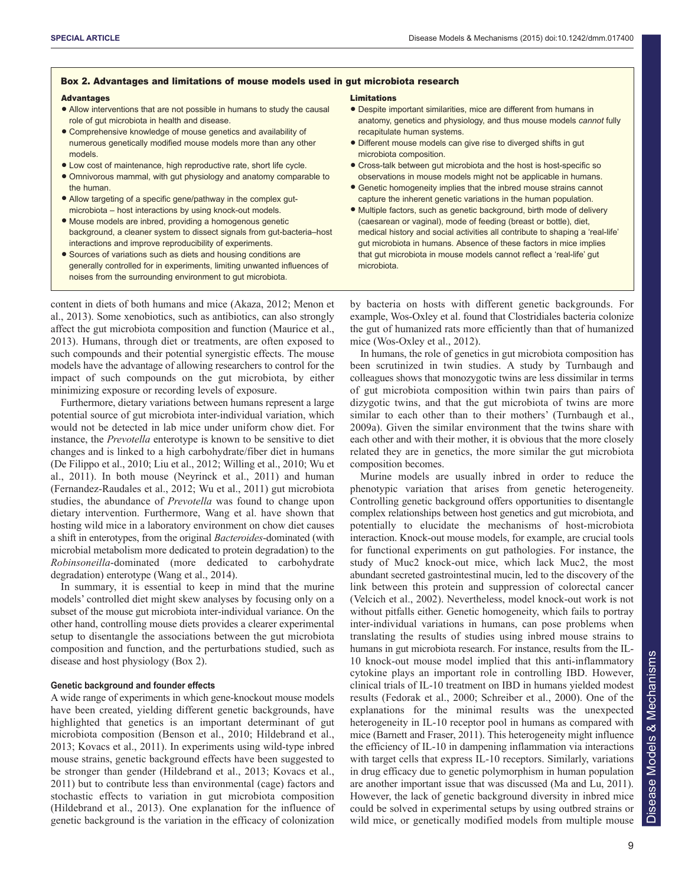### Box 2. Advantages and limitations of mouse models used in gut microbiota research

**Advantages**

- Allow interventions that are not possible in humans to study the causal role of gut microbiota in health and disease.
- Comprehensive knowledge of mouse genetics and availability of numerous genetically modified mouse models more than any other models.
- Low cost of maintenance, high reproductive rate, short life cycle.
- Omnivorous mammal, with gut physiology and anatomy comparable to the human.
- Allow targeting of a specific gene/pathway in the complex gut-microbiota – host interactions by using knock-out models.
- Mouse models are inbred, providing a homogenous genetic background, a cleaner system to dissect signals from gut-bacteria–host interactions and improve reproducibility of experiments.
- Sources of variations such as diets and housing conditions are generally controlled for in experiments, limiting unwanted influences of noises from the surrounding environment to gut microbiota.

**Limitations**

- Despite important similarities, mice are different from humans in anatomy, genetics and physiology, and thus mouse models *cannot* fully recapitulate human systems.
- Different mouse models can give rise to diverged shifts in gut microbiota composition.
- Cross-talk between gut microbiota and the host is host-specific so observations in mouse models might not be applicable in humans.
- Genetic homogeneity implies that the inbred mouse strains cannot capture the inherent genetic variations in the human population.
- Multiple factors, such as genetic background, birth mode of delivery (caesarean or vaginal), mode of feeding (breast or bottle), diet, medical history and social activities all contribute to shaping a 'real-life' gut microbiota in humans. Absence of these factors in mice implies that gut microbiota in mouse models cannot reflect a 'real-life' gut microbiota.

content in diets of both humans and mice (Akaza, 2012; Menon et al., 2013). Some xenobiotics, such as antibiotics, can also strongly affect the gut microbiota composition and function (Maurice et al., 2013). Humans, through diet or treatments, are often exposed to such compounds and their potential synergistic effects. The mouse models have the advantage of allowing researchers to control for the impact of such compounds on the gut microbiota, by either minimizing exposure or recording levels of exposure.

Furthermore, dietary variations between humans represent a large potential source of gut microbiota inter-individual variation, which would not be detected in lab mice under uniform chow diet. For instance, the *Prevotella* enterotype is known to be sensitive to diet changes and is linked to a high carbohydrate/fiber diet in humans (De Filippo et al., 2010; Liu et al., 2012; Willing et al., 2010; Wu et al., 2011). In both mouse (Neyrinck et al., 2011) and human (Fernandez-Raudales et al., 2012; Wu et al., 2011) gut microbiota studies, the abundance of *Prevotella* was found to change upon dietary intervention. Furthermore, Wang et al. have shown that hosting wild mice in a laboratory environment on chow diet causes a shift in enterotypes, from the original *Bacteroides*-dominated (with microbial metabolism more dedicated to protein degradation) to the *Robinsoneilla*-dominated (more dedicated to carbohydrate degradation) enterotype (Wang et al., 2014).

In summary, it is essential to keep in mind that the murine models' controlled diet might skew analyses by focusing only on a subset of the mouse gut microbiota inter-individual variance. On the other hand, controlling mouse diets provides a clearer experimental setup to disentangle the associations between the gut microbiota composition and function, and the perturbations studied, such as disease and host physiology (Box 2).

#### Genetic background and founder effects

A wide range of experiments in which gene-knockout mouse models have been created, yielding different genetic backgrounds, have highlighted that genetics is an important determinant of gut microbiota composition (Benson et al., 2010; Hildebrand et al., 2013; Kovacs et al., 2011). In experiments using wild-type inbred mouse strains, genetic background effects have been suggested to be stronger than gender (Hildebrand et al., 2013; Kovacs et al., 2011) but to contribute less than environmental (cage) factors and stochastic effects to variation in gut microbiota composition (Hildebrand et al., 2013). One explanation for the influence of genetic background is the variation in the efficacy of colonization by bacteria on hosts with different genetic backgrounds. For example, Wos-Oxley et al. found that Clostridiales bacteria colonize the gut of humanized rats more efficiently than that of humanized mice (Wos-Oxley et al., 2012).

In humans, the role of genetics in gut microbiota composition has been scrutinized in twin studies. A study by Turnbaugh and colleagues shows that monozygotic twins are less dissimilar in terms of gut microbiota composition within twin pairs than pairs of dizygotic twins, and that the gut microbiota of twins are more similar to each other than to their mothers' (Turnbaugh et al., 2009a). Given the similar environment that the twins share with each other and with their mother, it is obvious that the more closely related they are in genetics, the more similar the gut microbiota composition becomes.

Murine models are usually inbred in order to reduce the phenotypic variation that arises from genetic heterogeneity. Controlling genetic background offers opportunities to disentangle complex relationships between host genetics and gut microbiota, and potentially to elucidate the mechanisms of host-microbiota interaction. Knock-out mouse models, for example, are crucial tools for functional experiments on gut pathologies. For instance, the study of Muc2 knock-out mice, which lack Muc2, the most abundant secreted gastrointestinal mucin, led to the discovery of the link between this protein and suppression of colorectal cancer (Velcich et al., 2002). Nevertheless, model knock-out work is not without pitfalls either. Genetic homogeneity, which fails to portray inter-individual variations in humans, can pose problems when translating the results of studies using inbred mouse strains to humans in gut microbiota research. For instance, results from the IL-10 knock-out mouse model implied that this anti-inflammatory cytokine plays an important role in controlling IBD. However, clinical trials of IL-10 treatment on IBD in humans yielded modest results (Fedorak et al., 2000; Schreiber et al., 2000). One of the explanations for the minimal results was the unexpected heterogeneity in IL-10 receptor pool in humans as compared with mice (Barnett and Fraser, 2011). This heterogeneity might influence the efficiency of IL-10 in dampening inflammation via interactions with target cells that express IL-10 receptors. Similarly, variations in drug efficacy due to genetic polymorphism in human population are another important issue that was discussed (Ma and Lu, 2011). However, the lack of genetic background diversity in inbred mice could be solved in experimental setups by using outbred strains or wild mice, or genetically modified models from multiple mouse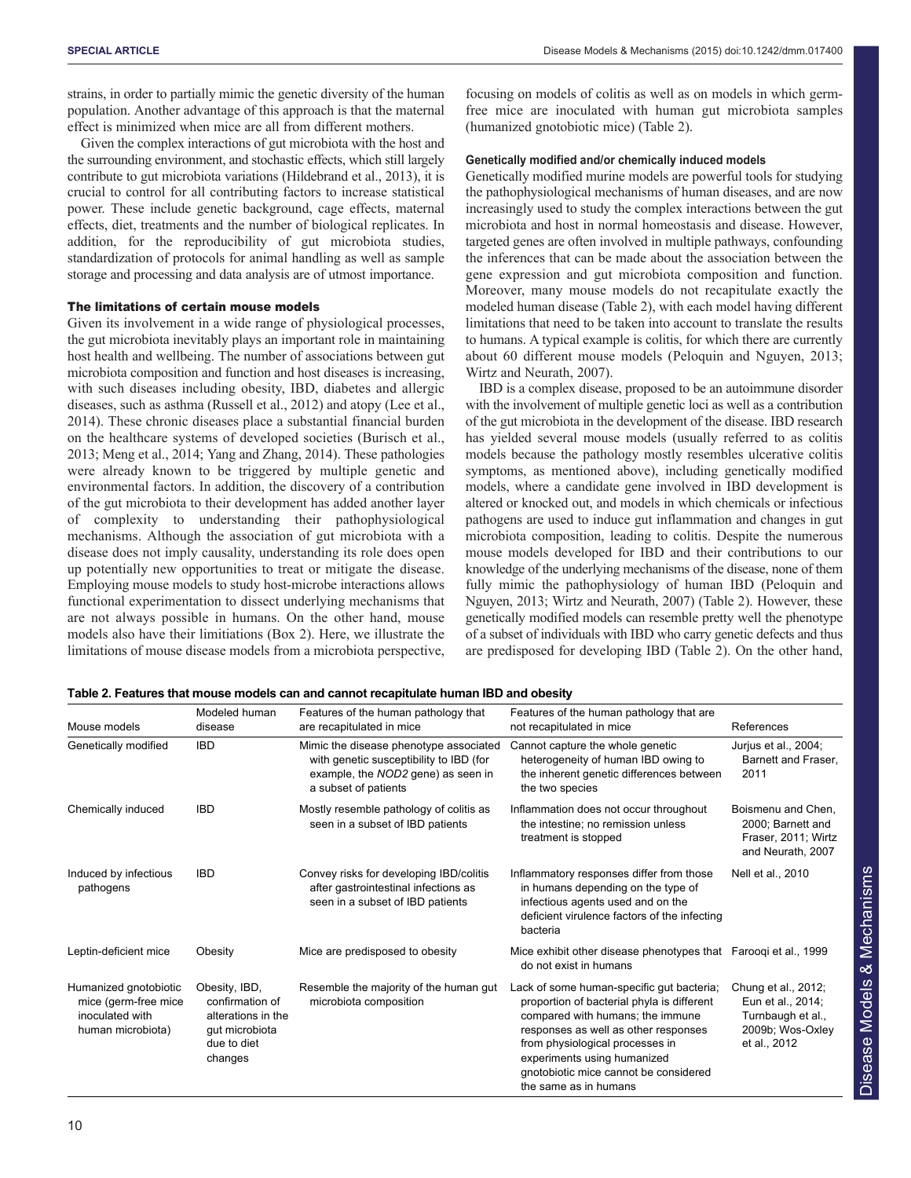strains, in order to partially mimic the genetic diversity of the human population. Another advantage of this approach is that the maternal effect is minimized when mice are all from different mothers.

Given the complex interactions of gut microbiota with the host and the surrounding environment, and stochastic effects, which still largely contribute to gut microbiota variations (Hildebrand et al., 2013), it is crucial to control for all contributing factors to increase statistical power. These include genetic background, cage effects, maternal effects, diet, treatments and the number of biological replicates. In addition, for the reproducibility of gut microbiota studies, standardization of protocols for animal handling as well as sample storage and processing and data analysis are of utmost importance.

## The limitations of certain mouse models

Given its involvement in a wide range of physiological processes, the gut microbiota inevitably plays an important role in maintaining host health and wellbeing. The number of associations between gut microbiota composition and function and host diseases is increasing, with such diseases including obesity, IBD, diabetes and allergic diseases, such as asthma (Russell et al., 2012) and atopy (Lee et al., 2014). These chronic diseases place a substantial financial burden on the healthcare systems of developed societies (Burisch et al., 2013; Meng et al., 2014; Yang and Zhang, 2014). These pathologies were already known to be triggered by multiple genetic and environmental factors. In addition, the discovery of a contribution of the gut microbiota to their development has added another layer of complexity to understanding their pathophysiological mechanisms. Although the association of gut microbiota with a disease does not imply causality, understanding its role does open up potentially new opportunities to treat or mitigate the disease. Employing mouse models to study host-microbe interactions allows functional experimentation to dissect underlying mechanisms that are not always possible in humans. On the other hand, mouse models also have their limitiations (Box 2). Here, we illustrate the limitations of mouse disease models from a microbiota perspective, focusing on models of colitis as well as on models in which germ-free mice are inoculated with human gut microbiota samples (humanized gnotobiotic mice) (Table 2).

### Genetically modified and/or chemically induced models

Genetically modified murine models are powerful tools for studying the pathophysiological mechanisms of human diseases, and are now increasingly used to study the complex interactions between the gut microbiota and host in normal homeostasis and disease. However, targeted genes are often involved in multiple pathways, confounding the inferences that can be made about the association between the gene expression and gut microbiota composition and function. Moreover, many mouse models do not recapitulate exactly the modeled human disease (Table 2), with each model having different limitations that need to be taken into account to translate the results to humans. A typical example is colitis, for which there are currently about 60 different mouse models (Peloquin and Nguyen, 2013; Wirtz and Neurath, 2007).

IBD is a complex disease, proposed to be an autoimmune disorder with the involvement of multiple genetic loci as well as a contribution of the gut microbiota in the development of the disease. IBD research has yielded several mouse models (usually referred to as colitis models because the pathology mostly resembles ulcerative colitis symptoms, as mentioned above), including genetically modified models, where a candidate gene involved in IBD development is altered or knocked out, and models in which chemicals or infectious pathogens are used to induce gut inflammation and changes in gut microbiota composition, leading to colitis. Despite the numerous mouse models developed for IBD and their contributions to our knowledge of the underlying mechanisms of the disease, none of them fully mimic the pathophysiology of human IBD (Peloquin and Nguyen, 2013; Wirtz and Neurath, 2007) (Table 2). However, these genetically modified models can resemble pretty well the phenotype of a subset of individuals with IBD who carry genetic defects and thus are predisposed for developing IBD (Table 2). On the other hand,

**Table 2. Features that mouse models can and cannot recapitulate human IBD and obesity**

| Mouse models | Modeled human disease | Features of the human pathology that are recapitulated in mice | Features of the human pathology that are not recapitulated in mice | References |
|---|---|---|---|---|
| Genetically modified | IBD | Mimic the disease phenotype associated with genetic susceptibility to IBD (for example, the *NOD2* gene) as seen in a subset of patients | Cannot capture the whole genetic heterogeneity of human IBD owing to the inherent genetic differences between the two species | Jurjus et al., 2004; Barnett and Fraser, 2011 |
| Chemically induced | IBD | Mostly resemble pathology of colitis as seen in a subset of IBD patients | Inflammation does not occur throughout the intestine; no remission unless treatment is stopped | Boismenu and Chen, 2000; Barnett and Fraser, 2011; Wirtz and Neurath, 2007 |
| Induced by infectious pathogens | IBD | Convey risks for developing IBD/colitis after gastrointestinal infections as seen in a subset of IBD patients | Inflammatory responses differ from those in humans depending on the type of infectious agents used and on the deficient virulence factors of the infecting bacteria | Nell et al., 2010 |
| Leptin-deficient mice | Obesity | Mice are predisposed to obesity | Mice exhibit other disease phenotypes that do not exist in humans | Farooqi et al., 1999 |
| Humanized gnotobiotic mice (germ-free mice inoculated with human microbiota) | Obesity, IBD, confirmation of alterations in the gut microbiota due to diet changes | Resemble the majority of the human gut microbiota composition | Lack of some human-specific gut bacteria; proportion of bacterial phyla is different compared with humans; the immune responses as well as other responses from physiological processes in experiments using humanized gnotobiotic mice cannot be considered the same as in humans | Chung et al., 2012; Eun et al., 2014; Turnbaugh et al., 2009b; Wos-Oxley et al., 2012 |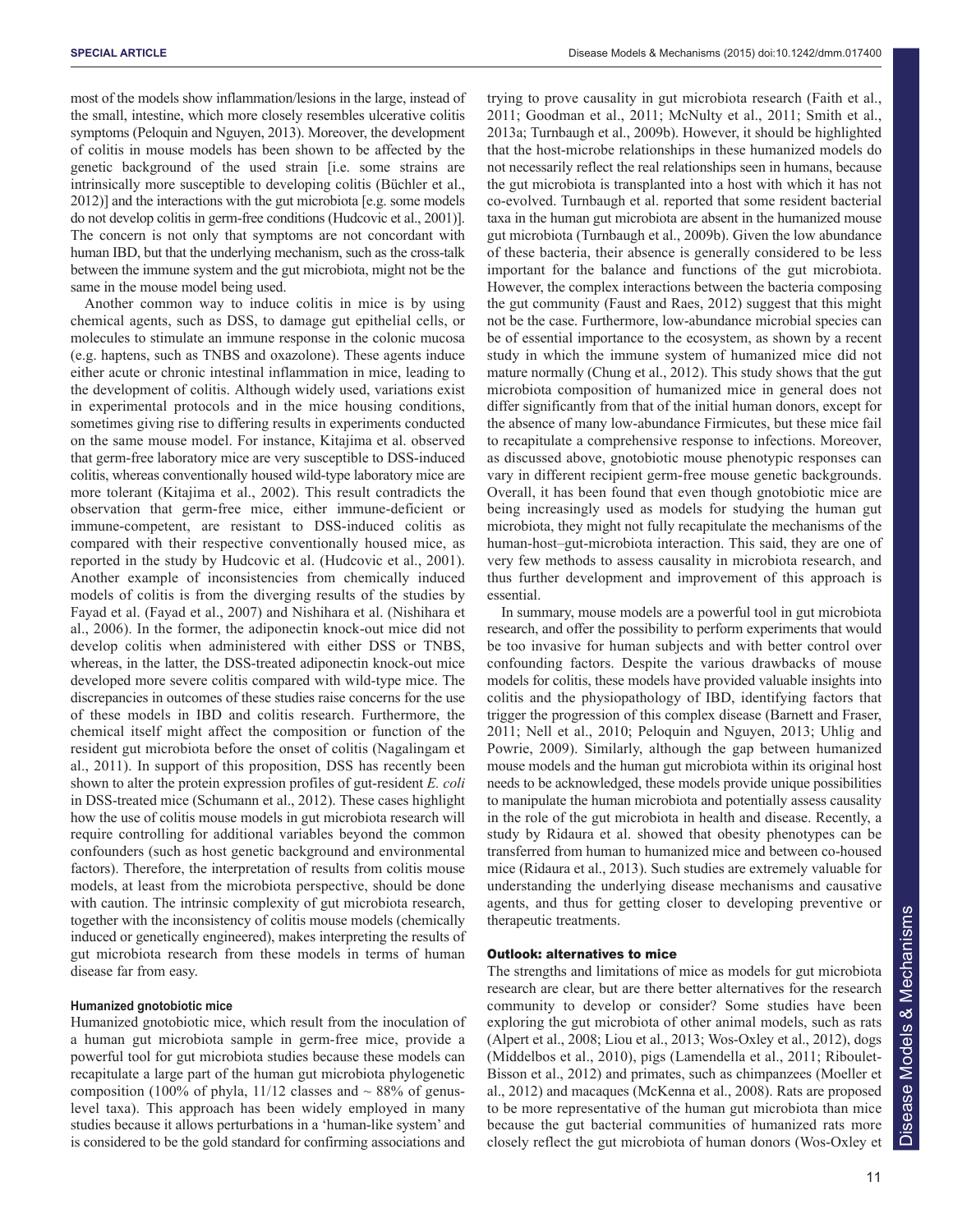most of the models show inflammation/lesions in the large, instead of the small, intestine, which more closely resembles ulcerative colitis symptoms (Peloquin and Nguyen, 2013). Moreover, the development of colitis in mouse models has been shown to be affected by the genetic background of the used strain [i.e. some strains are intrinsically more susceptible to developing colitis (Büchler et al., 2012)] and the interactions with the gut microbiota [e.g. some models do not develop colitis in germ-free conditions (Hudcovic et al., 2001)]. The concern is not only that symptoms are not concordant with human IBD, but that the underlying mechanism, such as the cross-talk between the immune system and the gut microbiota, might not be the same in the mouse model being used.

Another common way to induce colitis in mice is by using chemical agents, such as DSS, to damage gut epithelial cells, or molecules to stimulate an immune response in the colonic mucosa (e.g. haptens, such as TNBS and oxazolone). These agents induce either acute or chronic intestinal inflammation in mice, leading to the development of colitis. Although widely used, variations exist in experimental protocols and in the mice housing conditions, sometimes giving rise to differing results in experiments conducted on the same mouse model. For instance, Kitajima et al. observed that germ-free laboratory mice are very susceptible to DSS-induced colitis, whereas conventionally housed wild-type laboratory mice are more tolerant (Kitajima et al., 2002). This result contradicts the observation that germ-free mice, either immune-deficient or immune-competent, are resistant to DSS-induced colitis as compared with their respective conventionally housed mice, as reported in the study by Hudcovic et al. (Hudcovic et al., 2001). Another example of inconsistencies from chemically induced models of colitis is from the diverging results of the studies by Fayad et al. (Fayad et al., 2007) and Nishihara et al. (Nishihara et al., 2006). In the former, the adiponectin knock-out mice did not develop colitis when administered with either DSS or TNBS, whereas, in the latter, the DSS-treated adiponectin knock-out mice developed more severe colitis compared with wild-type mice. The discrepancies in outcomes of these studies raise concerns for the use of these models in IBD and colitis research. Furthermore, the chemical itself might affect the composition or function of the resident gut microbiota before the onset of colitis (Nagalingam et al., 2011). In support of this proposition, DSS has recently been shown to alter the protein expression profiles of gut-resident *E. coli* in DSS-treated mice (Schumann et al., 2012). These cases highlight how the use of colitis mouse models in gut microbiota research will require controlling for additional variables beyond the common confounders (such as host genetic background and environmental factors). Therefore, the interpretation of results from colitis mouse models, at least from the microbiota perspective, should be done with caution. The intrinsic complexity of gut microbiota research, together with the inconsistency of colitis mouse models (chemically induced or genetically engineered), makes interpreting the results of gut microbiota research from these models in terms of human disease far from easy.

#### Humanized gnotobiotic mice

Humanized gnotobiotic mice, which result from the inoculation of a human gut microbiota sample in germ-free mice, provide a powerful tool for gut microbiota studies because these models can recapitulate a large part of the human gut microbiota phylogenetic composition (100% of phyla, 11/12 classes and ~ 88% of genus-level taxa). This approach has been widely employed in many studies because it allows perturbations in a 'human-like system' and is considered to be the gold standard for confirming associations and trying to prove causality in gut microbiota research (Faith et al., 2011; Goodman et al., 2011; McNulty et al., 2011; Smith et al., 2013a; Turnbaugh et al., 2009b). However, it should be highlighted that the host-microbe relationships in these humanized models do not necessarily reflect the real relationships seen in humans, because the gut microbiota is transplanted into a host with which it has not co-evolved. Turnbaugh et al. reported that some resident bacterial taxa in the human gut microbiota are absent in the humanized mouse gut microbiota (Turnbaugh et al., 2009b). Given the low abundance of these bacteria, their absence is generally considered to be less important for the balance and functions of the gut microbiota. However, the complex interactions between the bacteria composing the gut community (Faust and Raes, 2012) suggest that this might not be the case. Furthermore, low-abundance microbial species can be of essential importance to the ecosystem, as shown by a recent study in which the immune system of humanized mice did not mature normally (Chung et al., 2012). This study shows that the gut microbiota composition of humanized mice in general does not differ significantly from that of the initial human donors, except for the absence of many low-abundance Firmicutes, but these mice fail to recapitulate a comprehensive response to infections. Moreover, as discussed above, gnotobiotic mouse phenotypic responses can vary in different recipient germ-free mouse genetic backgrounds. Overall, it has been found that even though gnotobiotic mice are being increasingly used as models for studying the human gut microbiota, they might not fully recapitulate the mechanisms of the human-host–gut-microbiota interaction. This said, they are one of very few methods to assess causality in microbiota research, and thus further development and improvement of this approach is essential.

In summary, mouse models are a powerful tool in gut microbiota research, and offer the possibility to perform experiments that would be too invasive for human subjects and with better control over confounding factors. Despite the various drawbacks of mouse models for colitis, these models have provided valuable insights into colitis and the physiopathology of IBD, identifying factors that trigger the progression of this complex disease (Barnett and Fraser, 2011; Nell et al., 2010; Peloquin and Nguyen, 2013; Uhlig and Powrie, 2009). Similarly, although the gap between humanized mouse models and the human gut microbiota within its original host needs to be acknowledged, these models provide unique possibilities to manipulate the human microbiota and potentially assess causality in the role of the gut microbiota in health and disease. Recently, a study by Ridaura et al. showed that obesity phenotypes can be transferred from human to humanized mice and between co-housed mice (Ridaura et al., 2013). Such studies are extremely valuable for understanding the underlying disease mechanisms and causative agents, and thus for getting closer to developing preventive or therapeutic treatments.

### Outlook: alternatives to mice

The strengths and limitations of mice as models for gut microbiota research are clear, but are there better alternatives for the research community to develop or consider? Some studies have been exploring the gut microbiota of other animal models, such as rats (Alpert et al., 2008; Liou et al., 2013; Wos-Oxley et al., 2012), dogs (Middelbos et al., 2010), pigs (Lamendella et al., 2011; Riboulet-Bisson et al., 2012) and primates, such as chimpanzees (Moeller et al., 2012) and macaques (McKenna et al., 2008). Rats are proposed to be more representative of the human gut microbiota than mice because the gut bacterial communities of humanized rats more closely reflect the gut microbiota of human donors (Wos-Oxley et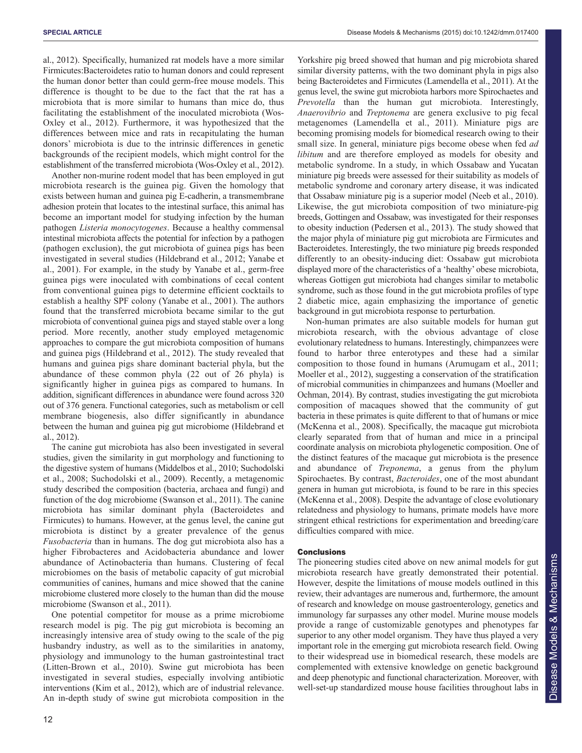al., 2012). Specifically, humanized rat models have a more similar Firmicutes:Bacteroidetes ratio to human donors and could represent the human donor better than could germ-free mouse models. This difference is thought to be due to the fact that the rat has a microbiota that is more similar to humans than mice do, thus facilitating the establishment of the inoculated microbiota (Wos-Oxley et al., 2012). Furthermore, it was hypothesized that the differences between mice and rats in recapitulating the human donors' microbiota is due to the intrinsic differences in genetic backgrounds of the recipient models, which might control for the establishment of the transferred microbiota (Wos-Oxley et al., 2012).

Another non-murine rodent model that has been employed in gut microbiota research is the guinea pig. Given the homology that exists between human and guinea pig E-cadherin, a transmembrane adhesion protein that locates to the intestinal surface, this animal has become an important model for studying infection by the human pathogen *Listeria monocytogenes*. Because a healthy commensal intestinal microbiota affects the potential for infection by a pathogen (pathogen exclusion), the gut microbiota of guinea pigs has been investigated in several studies (Hildebrand et al., 2012; Yanabe et al., 2001). For example, in the study by Yanabe et al., germ-free guinea pigs were inoculated with combinations of cecal content from conventional guinea pigs to determine efficient cocktails to establish a healthy SPF colony (Yanabe et al., 2001). The authors found that the transferred microbiota became similar to the gut microbiota of conventional guinea pigs and stayed stable over a long period. More recently, another study employed metagenomic approaches to compare the gut microbiota composition of humans and guinea pigs (Hildebrand et al., 2012). The study revealed that humans and guinea pigs share dominant bacterial phyla, but the abundance of these common phyla (22 out of 26 phyla) is significantly higher in guinea pigs as compared to humans. In addition, significant differences in abundance were found across 320 out of 376 genera. Functional categories, such as metabolism or cell membrane biogenesis, also differ significantly in abundance between the human and guinea pig gut microbiome (Hildebrand et al., 2012).

The canine gut microbiota has also been investigated in several studies, given the similarity in gut morphology and functioning to the digestive system of humans (Middelbos et al., 2010; Suchodolski et al., 2008; Suchodolski et al., 2009). Recently, a metagenomic study described the composition (bacteria, archaea and fungi) and function of the dog microbiome (Swanson et al., 2011). The canine microbiota has similar dominant phyla (Bacteroidetes and Firmicutes) to humans. However, at the genus level, the canine gut microbiota is distinct by a greater prevalence of the genus *Fusobacteria* than in humans. The dog gut microbiota also has a higher Fibrobacteres and Acidobacteria abundance and lower abundance of Actinobacteria than humans. Clustering of fecal microbiomes on the basis of metabolic capacity of gut microbial communities of canines, humans and mice showed that the canine microbiome clustered more closely to the human than did the mouse microbiome (Swanson et al., 2011).

One potential competitor for mouse as a prime microbiome research model is pig. The pig gut microbiota is becoming an increasingly intensive area of study owing to the scale of the pig husbandry industry, as well as to the similarities in anatomy, physiology and immunology to the human gastrointestinal tract (Litten-Brown et al., 2010). Swine gut microbiota has been investigated in several studies, especially involving antibiotic interventions (Kim et al., 2012), which are of industrial relevance. An in-depth study of swine gut microbiota composition in the Yorkshire pig breed showed that human and pig microbiota shared similar diversity patterns, with the two dominant phyla in pigs also being Bacteroidetes and Firmicutes (Lamendella et al., 2011). At the genus level, the swine gut microbiota harbors more Spirochaetes and *Prevotella* than the human gut microbiota. Interestingly, *Anaerovibrio* and *Treptonema* are genera exclusive to pig fecal metagenomes (Lamendella et al., 2011). Miniature pigs are becoming promising models for biomedical research owing to their small size. In general, miniature pigs become obese when fed *ad libitum* and are therefore employed as models for obesity and metabolic syndrome. In a study, in which Ossabaw and Yucatan miniature pig breeds were assessed for their suitability as models of metabolic syndrome and coronary artery disease, it was indicated that Ossabaw miniature pig is a superior model (Neeb et al., 2010). Likewise, the gut microbiota composition of two miniature-pig breeds, Gottingen and Ossabaw, was investigated for their responses to obesity induction (Pedersen et al., 2013). The study showed that the major phyla of miniature pig gut microbiota are Firmicutes and Bacteroidetes. Interestingly, the two miniature pig breeds responded differently to an obesity-inducing diet: Ossabaw gut microbiota displayed more of the characteristics of a 'healthy' obese microbiota, whereas Gottigen gut microbiota had changes similar to metabolic syndrome, such as those found in the gut microbiota profiles of type 2 diabetic mice, again emphasizing the importance of genetic background in gut microbiota response to perturbation.

Non-human primates are also suitable models for human gut microbiota research, with the obvious advantage of close evolutionary relatedness to humans. Interestingly, chimpanzees were found to harbor three enterotypes and these had a similar composition to those found in humans (Arumugam et al., 2011; Moeller et al., 2012), suggesting a conservation of the stratification of microbial communities in chimpanzees and humans (Moeller and Ochman, 2014). By contrast, studies investigating the gut microbiota composition of macaques showed that the community of gut bacteria in these primates is quite different to that of humans or mice (McKenna et al., 2008). Specifically, the macaque gut microbiota clearly separated from that of human and mice in a principal coordinate analysis on microbiota phylogenetic composition. One of the distinct features of the macaque gut microbiota is the presence and abundance of *Treponema*, a genus from the phylum Spirochaetes. By contrast, *Bacteroides*, one of the most abundant genera in human gut microbiota, is found to be rare in this species (McKenna et al., 2008). Despite the advantage of close evolutionary relatedness and physiology to humans, primate models have more stringent ethical restrictions for experimentation and breeding/care difficulties compared with mice.

## Conclusions

The pioneering studies cited above on new animal models for gut microbiota research have greatly demonstrated their potential. However, despite the limitations of mouse models outlined in this review, their advantages are numerous and, furthermore, the amount of research and knowledge on mouse gastroenterology, genetics and immunology far surpasses any other model. Murine mouse models provide a range of customizable genotypes and phenotypes far superior to any other model organism. They have thus played a very important role in the emerging gut microbiota research field. Owing to their widespread use in biomedical research, these models are complemented with extensive knowledge on genetic background and deep phenotypic and functional characterization. Moreover, with well-set-up standardized mouse house facilities throughout labs in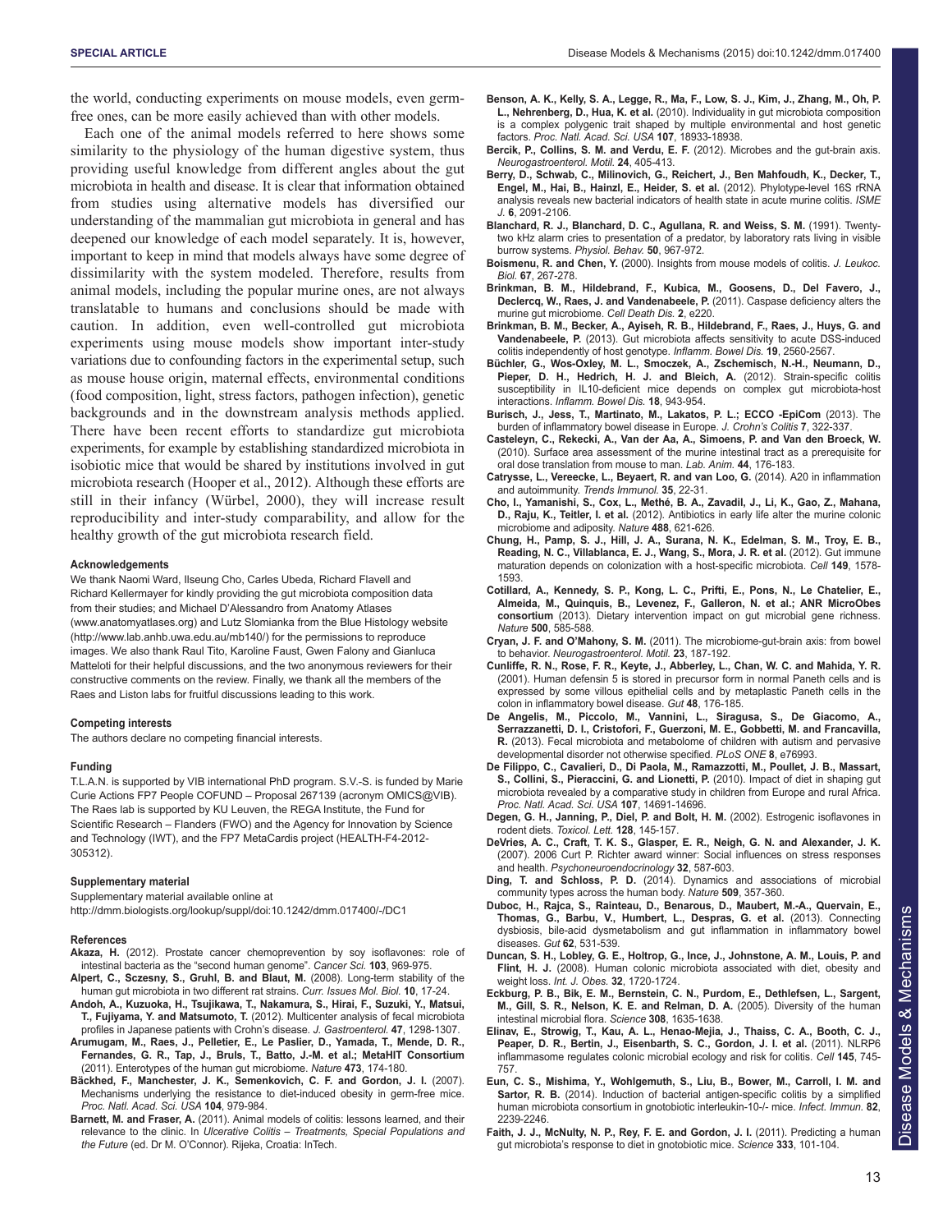the world, conducting experiments on mouse models, even germ-free ones, can be more easily achieved than with other models.

Each one of the animal models referred to here shows some similarity to the physiology of the human digestive system, thus providing useful knowledge from different angles about the gut microbiota in health and disease. It is clear that information obtained from studies using alternative models has diversified our understanding of the mammalian gut microbiota in general and has deepened our knowledge of each model separately. It is, however, important to keep in mind that models always have some degree of dissimilarity with the system modeled. Therefore, results from animal models, including the popular murine ones, are not always translatable to humans and conclusions should be made with caution. In addition, even well-controlled gut microbiota experiments using mouse models show important inter-study variations due to confounding factors in the experimental setup, such as mouse house origin, maternal effects, environmental conditions (food composition, light, stress factors, pathogen infection), genetic backgrounds and in the downstream analysis methods applied. There have been recent efforts to standardize gut microbiota experiments, for example by establishing standardized microbiota in isobiotic mice that would be shared by institutions involved in gut microbiota research (Hooper et al., 2012). Although these efforts are still in their infancy (Würbel, 2000), they will increase result reproducibility and inter-study comparability, and allow for the healthy growth of the gut microbiota research field.

#### Acknowledgements

We thank Naomi Ward, Ilseung Cho, Carles Ubeda, Richard Flavell and Richard Kellermayer for kindly providing the gut microbiota composition data from their studies; and Michael D'Alessandro from Anatomy Atlases (www.anatomyatlases.org) and Lutz Slomianka from the Blue Histology website (http://www.lab.anhb.uwa.edu.au/mb140/) for the permissions to reproduce images. We also thank Raul Tito, Karoline Faust, Gwen Falony and Gianluca Matteloti for their helpful discussions, and the two anonymous reviewers for their constructive comments on the review. Finally, we thank all the members of the Raes and Liston labs for fruitful discussions leading to this work.

#### Competing interests

The authors declare no competing financial interests.

#### Funding

T.L.A.N. is supported by VIB international PhD program. S.V.-S. is funded by Marie Curie Actions FP7 People COFUND – Proposal 267139 (acronym OMICS@VIB). The Raes lab is supported by KU Leuven, the REGA Institute, the Fund for Scientific Research – Flanders (FWO) and the Agency for Innovation by Science and Technology (IWT), and the FP7 MetaCardis project (HEALTH-F4-2012-305312).

#### Supplementary material

Supplementary material available online at http://dmm.biologists.org/lookup/suppl/doi:10.1242/dmm.017400/-/DC1

#### References

**Akaza, H.** (2012). Prostate cancer chemoprevention by soy isoflavones: role of intestinal bacteria as the "second human genome". *Cancer Sci.* **103**, 969-975.

**Alpert, C., Sczesny, S., Gruhl, B. and Blaut, M.** (2008). Long-term stability of the human gut microbiota in two different rat strains. *Curr. Issues Mol. Biol.* **10**, 17-24.

**Andoh, A., Kuzuoka, H., Tsujikawa, T., Nakamura, S., Hirai, F., Suzuki, Y., Matsui, T., Fujiyama, Y. and Matsumoto, T.** (2012). Multicenter analysis of fecal microbiota profiles in Japanese patients with Crohn's disease. *J. Gastroenterol.* **47**, 1298-1307.

**Arumugam, M., Raes, J., Pelletier, E., Le Paslier, D., Yamada, T., Mende, D. R., Fernandes, G. R., Tap, J., Bruls, T., Batto, J.-M. et al.; MetaHIT Consortium** (2011). Enterotypes of the human gut microbiome. *Nature* **473**, 174-180.

**Bäckhed, F., Manchester, J. K., Semenkovich, C. F. and Gordon, J. I.** (2007). Mechanisms underlying the resistance to diet-induced obesity in germ-free mice. *Proc. Natl. Acad. Sci. USA* **104**, 979-984.

**Barnett, M. and Fraser, A.** (2011). Animal models of colitis: lessons learned, and their relevance to the clinic. In *Ulcerative Colitis – Treatments, Special Populations and the Future* (ed. Dr M. O'Connor). Rijeka, Croatia: InTech.

**Benson, A. K., Kelly, S. A., Legge, R., Ma, F., Low, S. J., Kim, J., Zhang, M., Oh, P. L., Nehrenberg, D., Hua, K. et al.** (2010). Individuality in gut microbiota composition is a complex polygenic trait shaped by multiple environmental and host genetic factors. *Proc. Natl. Acad. Sci. USA* **107**, 18933-18938.

**Bercik, P., Collins, S. M. and Verdu, E. F.** (2012). Microbes and the gut-brain axis. *Neurogastroenterol. Motil.* **24**, 405-413.

**Berry, D., Schwab, C., Milinovich, G., Reichert, J., Ben Mahfoudh, K., Decker, T., Engel, M., Hai, B., Hainzl, E., Heider, S. et al.** (2012). Phylotype-level 16S rRNA analysis reveals new bacterial indicators of health state in acute murine colitis. *ISME J.* **6**, 2091-2106.

**Blanchard, R. J., Blanchard, D. C., Agullana, R. and Weiss, S. M.** (1991). Twenty-two kHz alarm cries to presentation of a predator, by laboratory rats living in visible burrow systems. *Physiol. Behav.* **50**, 967-972.

**Boismenu, R. and Chen, Y.** (2000). Insights from mouse models of colitis. *J. Leukoc. Biol.* **67**, 267-278.

**Brinkman, B. M., Hildebrand, F., Kubica, M., Goosens, D., Del Favero, J., Declercq, W., Raes, J. and Vandenabeele, P.** (2011). Caspase deficiency alters the murine gut microbiome. *Cell Death Dis.* **2**, e220.

**Brinkman, B. M., Becker, A., Ayiseh, R. B., Hildebrand, F., Raes, J., Huys, G. and Vandenabeele, P.** (2013). Gut microbiota affects sensitivity to acute DSS-induced colitis independently of host genotype. *Inflamm. Bowel Dis.* **19**, 2560-2567.

**Büchler, G., Wos-Oxley, M. L., Smoczek, A., Zschemisch, N.-H., Neumann, D., Pieper, D. H., Hedrich, H. J. and Bleich, A.** (2012). Strain-specific colitis susceptibility in IL10-deficient mice depends on complex gut microbiota-host interactions. *Inflamm. Bowel Dis.* **18**, 943-954.

**Burisch, J., Jess, T., Martinato, M., Lakatos, P. L.; ECCO -EpiCom** (2013). The burden of inflammatory bowel disease in Europe. *J. Crohn's Colitis* **7**, 322-337.

**Casteleyn, C., Rekecki, A., Van der Aa, A., Simoens, P. and Van den Broeck, W.** (2010). Surface area assessment of the murine intestinal tract as a prerequisite for oral dose translation from mouse to man. *Lab. Anim.* **44**, 176-183.

**Catrysse, L., Vereecke, L., Beyaert, R. and van Loo, G.** (2014). A20 in inflammation and autoimmunity. *Trends Immunol.* **35**, 22-31.

**Cho, I., Yamanishi, S., Cox, L., Methé, B. A., Zavadil, J., Li, K., Gao, Z., Mahana, D., Raju, K., Teitler, I. et al.** (2012). Antibiotics in early life alter the murine colonic microbiome and adiposity. *Nature* **488**, 621-626.

**Chung, H., Pamp, S. J., Hill, J. A., Surana, N. K., Edelman, S. M., Troy, E. B., Reading, N. C., Villablanca, E. J., Wang, S., Mora, J. R. et al.** (2012). Gut immune maturation depends on colonization with a host-specific microbiota. *Cell* **149**, 1578-1593.

**Cotillard, A., Kennedy, S. P., Kong, L. C., Prifti, E., Pons, N., Le Chatelier, E., Almeida, M., Quinquis, B., Levenez, F., Galleron, N. et al.; ANR MicroObes consortium** (2013). Dietary intervention impact on gut microbial gene richness. *Nature* **500**, 585-588.

**Cryan, J. F. and O'Mahony, S. M.** (2011). The microbiome-gut-brain axis: from bowel to behavior. *Neurogastroenterol. Motil.* **23**, 187-192.

**Cunliffe, R. N., Rose, F. R., Keyte, J., Abberley, L., Chan, W. C. and Mahida, Y. R.** (2001). Human defensin 5 is stored in precursor form in normal Paneth cells and is expressed by some villous epithelial cells and by metaplastic Paneth cells in the colon in inflammatory bowel disease. *Gut* **48**, 176-185.

**De Angelis, M., Piccolo, M., Vannini, L., Siragusa, S., De Giacomo, A., Serrazzanetti, D. I., Cristofori, F., Guerzoni, M. E., Gobbetti, M. and Francavilla, R.** (2013). Fecal microbiota and metabolome of children with autism and pervasive developmental disorder not otherwise specified. *PLoS ONE* **8**, e76993.

**De Filippo, C., Cavalieri, D., Di Paola, M., Ramazzotti, M., Poullet, J. B., Massart, S., Collini, S., Pieraccini, G. and Lionetti, P.** (2010). Impact of diet in shaping gut microbiota revealed by a comparative study in children from Europe and rural Africa. *Proc. Natl. Acad. Sci. USA* **107**, 14691-14696.

**Degen, G. H., Janning, P., Diel, P. and Bolt, H. M.** (2002). Estrogenic isoflavones in rodent diets. *Toxicol. Lett.* **128**, 145-157.

**DeVries, A. C., Craft, T. K. S., Glasper, E. R., Neigh, G. N. and Alexander, J. K.** (2007). 2006 Curt P. Richter award winner: Social influences on stress responses and health. *Psychoneuroendocrinology* **32**, 587-603.

**Ding, T. and Schloss, P. D.** (2014). Dynamics and associations of microbial community types across the human body. *Nature* **509**, 357-360.

**Duboc, H., Rajca, S., Rainteau, D., Benarous, D., Maubert, M.-A., Quervain, E., Thomas, G., Barbu, V., Humbert, L., Despras, G. et al.** (2013). Connecting dysbiosis, bile-acid dysmetabolism and gut inflammation in inflammatory bowel diseases. *Gut* **62**, 531-539.

**Duncan, S. H., Lobley, G. E., Holtrop, G., Ince, J., Johnstone, A. M., Louis, P. and Flint, H. J.** (2008). Human colonic microbiota associated with diet, obesity and weight loss. *Int. J. Obes.* **32**, 1720-1724.

**Eckburg, P. B., Bik, E. M., Bernstein, C. N., Purdom, E., Dethlefsen, L., Sargent, M., Gill, S. R., Nelson, K. E. and Relman, D. A.** (2005). Diversity of the human intestinal microbial flora. *Science* **308**, 1635-1638.

**Elinav, E., Strowig, T., Kau, A. L., Henao-Mejia, J., Thaiss, C. A., Booth, C. J., Peaper, D. R., Bertin, J., Eisenbarth, S. C., Gordon, J. I. et al.** (2011). NLRP6 inflammasome regulates colonic microbial ecology and risk for colitis. *Cell* **145**, 745-757.

**Eun, C. S., Mishima, Y., Wohlgemuth, S., Liu, B., Bower, M., Carroll, I. M. and Sartor, R. B.** (2014). Induction of bacterial antigen-specific colitis by a simplified human microbiota consortium in gnotobiotic interleukin-10-/- mice. *Infect. Immun.* **82**, 2239-2246.

**Faith, J. J., McNulty, N. P., Rey, F. E. and Gordon, J. I.** (2011). Predicting a human gut microbiota's response to diet in gnotobiotic mice. *Science* **333**, 101-104.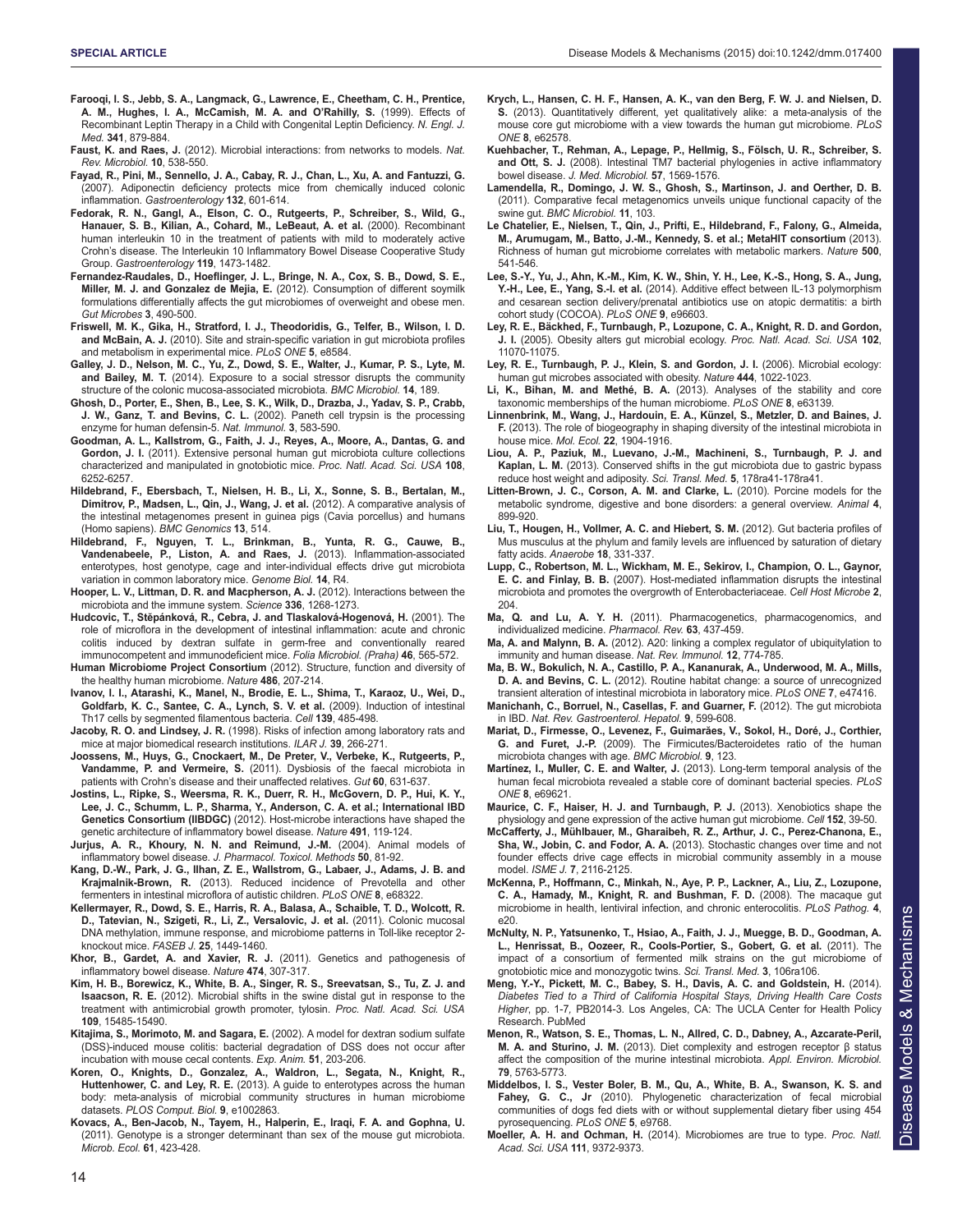**Farooqi, I. S., Jebb, S. A., Langmack, G., Lawrence, E., Cheetham, C. H., Prentice, A. M., Hughes, I. A., McCamish, M. A. and O'Rahilly, S.** (1999). Effects of Recombinant Leptin Therapy in a Child with Congenital Leptin Deficiency. *N. Engl. J. Med.* **341**, 879-884.

**Faust, K. and Raes, J.** (2012). Microbial interactions: from networks to models. *Nat. Rev. Microbiol.* **10**, 538-550.

**Fayad, R., Pini, M., Sennello, J. A., Cabay, R. J., Chan, L., Xu, A. and Fantuzzi, G.** (2007). Adiponectin deficiency protects mice from chemically induced colonic inflammation. *Gastroenterology* **132**, 601-614.

**Fedorak, R. N., Gangl, A., Elson, C. O., Rutgeerts, P., Schreiber, S., Wild, G., Hanauer, S. B., Kilian, A., Cohard, M., LeBeaut, A. et al.** (2000). Recombinant human interleukin 10 in the treatment of patients with mild to moderately active Crohn's disease. The Interleukin 10 Inflammatory Bowel Disease Cooperative Study Group. *Gastroenterology* **119**, 1473-1482.

**Fernandez-Raudales, D., Hoeflinger, J. L., Bringe, N. A., Cox, S. B., Dowd, S. E., Miller, M. J. and Gonzalez de Mejia, E.** (2012). Consumption of different soymilk formulations differentially affects the gut microbiomes of overweight and obese men. *Gut Microbes* **3**, 490-500.

**Friswell, M. K., Gika, H., Stratford, I. J., Theodoridis, G., Telfer, B., Wilson, I. D. and McBain, A. J.** (2010). Site and strain-specific variation in gut microbiota profiles and metabolism in experimental mice. *PLoS ONE* **5**, e8584.

**Galley, J. D., Nelson, M. C., Yu, Z., Dowd, S. E., Walter, J., Kumar, P. S., Lyte, M. and Bailey, M. T.** (2014). Exposure to a social stressor disrupts the community structure of the colonic mucosa-associated microbiota. *BMC Microbiol.* **14**, 189.

**Ghosh, D., Porter, E., Shen, B., Lee, S. K., Wilk, D., Drazba, J., Yadav, S. P., Crabb, J. W., Ganz, T. and Bevins, C. L.** (2002). Paneth cell trypsin is the processing enzyme for human defensin-5. *Nat. Immunol.* **3**, 583-590.

**Goodman, A. L., Kallstrom, G., Faith, J. J., Reyes, A., Moore, A., Dantas, G. and Gordon, J. I.** (2011). Extensive personal human gut microbiota culture collections characterized and manipulated in gnotobiotic mice. *Proc. Natl. Acad. Sci. USA* **108**, 6252-6257.

**Hildebrand, F., Ebersbach, T., Nielsen, H. B., Li, X., Sonne, S. B., Bertalan, M., Dimitrov, P., Madsen, L., Qin, J., Wang, J. et al.** (2012). A comparative analysis of the intestinal metagenomes present in guinea pigs (Cavia porcellus) and humans (Homo sapiens). *BMC Genomics* **13**, 514.

**Hildebrand, F., Nguyen, T. L., Brinkman, B., Yunta, R. G., Cauwe, B., Vandenabeele, P., Liston, A. and Raes, J.** (2013). Inflammation-associated enterotypes, host genotype, cage and inter-individual effects drive gut microbiota variation in common laboratory mice. *Genome Biol.* **14**, R4.

**Hooper, L. V., Littman, D. R. and Macpherson, A. J.** (2012). Interactions between the microbiota and the immune system. *Science* **336**, 1268-1273.

**Hudcovic, T., Stěpánková, R., Cebra, J. and Tlaskalová-Hogenová, H.** (2001). The role of microflora in the development of intestinal inflammation: acute and chronic colitis induced by dextran sulfate in germ-free and conventionally reared immunocompetent and immunodeficient mice. *Folia Microbiol. (Praha)* **46**, 565-572.

**Human Microbiome Project Consortium** (2012). Structure, function and diversity of the healthy human microbiome. *Nature* **486**, 207-214.

**Ivanov, I. I., Atarashi, K., Manel, N., Brodie, E. L., Shima, T., Karaoz, U., Wei, D., Goldfarb, K. C., Santee, C. A., Lynch, S. V. et al.** (2009). Induction of intestinal Th17 cells by segmented filamentous bacteria. *Cell* **139**, 485-498.

**Jacoby, R. O. and Lindsey, J. R.** (1998). Risks of infection among laboratory rats and mice at major biomedical research institutions. *ILAR J.* **39**, 266-271.

**Joossens, M., Huys, G., Cnockaert, M., De Preter, V., Verbeke, K., Rutgeerts, P., Vandamme, P. and Vermeire, S.** (2011). Dysbiosis of the faecal microbiota in patients with Crohn's disease and their unaffected relatives. *Gut* **60**, 631-637.

**Jostins, L., Ripke, S., Weersma, R. K., Duerr, R. H., McGovern, D. P., Hui, K. Y., Lee, J. C., Schumm, L. P., Sharma, Y., Anderson, C. A. et al.; International IBD Genetics Consortium (IIBDGC)** (2012). Host-microbe interactions have shaped the genetic architecture of inflammatory bowel disease. *Nature* **491**, 119-124.

**Jurjus, A. R., Khoury, N. N. and Reimund, J.-M.** (2004). Animal models of inflammatory bowel disease. *J. Pharmacol. Toxicol. Methods* **50**, 81-92.

**Kang, D.-W., Park, J. G., Ilhan, Z. E., Wallstrom, G., Labaer, J., Adams, J. B. and Krajmalnik-Brown, R.** (2013). Reduced incidence of Prevotella and other fermenters in intestinal microflora of autistic children. *PLoS ONE* **8**, e68322.

**Kellermayer, R., Dowd, S. E., Harris, R. A., Balasa, A., Schaible, T. D., Wolcott, R. D., Tatevian, N., Szigeti, R., Li, Z., Versalovic, J. et al.** (2011). Colonic mucosal DNA methylation, immune response, and microbiome patterns in Toll-like receptor 2-knockout mice. *FASEB J.* **25**, 1449-1460.

**Khor, B., Gardet, A. and Xavier, R. J.** (2011). Genetics and pathogenesis of inflammatory bowel disease. *Nature* **474**, 307-317.

**Kim, H. B., Borewicz, K., White, B. A., Singer, R. S., Sreevatsan, S., Tu, Z. J. and Isaacson, R. E.** (2012). Microbial shifts in the swine distal gut in response to the treatment with antimicrobial growth promoter, tylosin. *Proc. Natl. Acad. Sci. USA* **109**, 15485-15490.

**Kitajima, S., Morimoto, M. and Sagara, E.** (2002). A model for dextran sodium sulfate (DSS)-induced mouse colitis: bacterial degradation of DSS does not occur after incubation with mouse cecal contents. *Exp. Anim.* **51**, 203-206.

**Koren, O., Knights, D., Gonzalez, A., Waldron, L., Segata, N., Knight, R., Huttenhower, C. and Ley, R. E.** (2013). A guide to enterotypes across the human body: meta-analysis of microbial community structures in human microbiome datasets. *PLOS Comput. Biol.* **9**, e1002863.

**Kovacs, A., Ben-Jacob, N., Tayem, H., Halperin, E., Iraqi, F. A. and Gophna, U.** (2011). Genotype is a stronger determinant than sex of the mouse gut microbiota. *Microb. Ecol.* **61**, 423-428.

**Krych, L., Hansen, C. H. F., Hansen, A. K., van den Berg, F. W. J. and Nielsen, D. S.** (2013). Quantitatively different, yet qualitatively alike: a meta-analysis of the mouse core gut microbiome with a view towards the human gut microbiome. *PLoS ONE* **8**, e62578.

**Kuehbacher, T., Rehman, A., Lepage, P., Hellmig, S., Fölsch, U. R., Schreiber, S. and Ott, S. J.** (2008). Intestinal TM7 bacterial phylogenies in active inflammatory bowel disease. *J. Med. Microbiol.* **57**, 1569-1576.

**Lamendella, R., Domingo, J. W. S., Ghosh, S., Martinson, J. and Oerther, D. B.** (2011). Comparative fecal metagenomics unveils unique functional capacity of the swine gut. *BMC Microbiol.* **11**, 103.

**Le Chatelier, E., Nielsen, T., Qin, J., Prifti, E., Hildebrand, F., Falony, G., Almeida, M., Arumugam, M., Batto, J.-M., Kennedy, S. et al.; MetaHIT consortium** (2013). Richness of human gut microbiome correlates with metabolic markers. *Nature* **500**, 541-546.

**Lee, S.-Y., Yu, J., Ahn, K.-M., Kim, K. W., Shin, Y. H., Lee, K.-S., Hong, S. A., Jung, Y.-H., Lee, E., Yang, S.-I. et al.** (2014). Additive effect between IL-13 polymorphism and cesarean section delivery/prenatal antibiotics use on atopic dermatitis: a birth cohort study (COCOA). *PLoS ONE* **9**, e96603.

**Ley, R. E., Bäckhed, F., Turnbaugh, P., Lozupone, C. A., Knight, R. D. and Gordon, J. I.** (2005). Obesity alters gut microbial ecology. *Proc. Natl. Acad. Sci. USA* **102**, 11070-11075.

**Ley, R. E., Turnbaugh, P. J., Klein, S. and Gordon, J. I.** (2006). Microbial ecology: human gut microbes associated with obesity. *Nature* **444**, 1022-1023.

**Li, K., Bihan, M. and Methé, B. A.** (2013). Analyses of the stability and core taxonomic memberships of the human microbiome. *PLoS ONE* **8**, e63139.

**Linnenbrink, M., Wang, J., Hardouin, E. A., Künzel, S., Metzler, D. and Baines, J. F.** (2013). The role of biogeography in shaping diversity of the intestinal microbiota in house mice. *Mol. Ecol.* **22**, 1904-1916.

**Liou, A. P., Paziuk, M., Luevano, J.-M., Machineni, S., Turnbaugh, P. J. and Kaplan, L. M.** (2013). Conserved shifts in the gut microbiota due to gastric bypass reduce host weight and adiposity. *Sci. Transl. Med.* **5**, 178ra41-178ra41.

**Litten-Brown, J. C., Corson, A. M. and Clarke, L.** (2010). Porcine models for the metabolic syndrome, digestive and bone disorders: a general overview. *Animal* **4**, 899-920.

**Liu, T., Hougen, H., Vollmer, A. C. and Hiebert, S. M.** (2012). Gut bacteria profiles of Mus musculus at the phylum and family levels are influenced by saturation of dietary fatty acids. *Anaerobe* **18**, 331-337.

**Lupp, C., Robertson, M. L., Wickham, M. E., Sekirov, I., Champion, O. L., Gaynor, E. C. and Finlay, B. B.** (2007). Host-mediated inflammation disrupts the intestinal microbiota and promotes the overgrowth of Enterobacteriaceae. *Cell Host Microbe* **2**, 204.

**Ma, Q. and Lu, A. Y. H.** (2011). Pharmacogenetics, pharmacogenomics, and individualized medicine. *Pharmacol. Rev.* **63**, 437-459.

**Ma, A. and Malynn, B. A.** (2012). A20: linking a complex regulator of ubiquitylation to immunity and human disease. *Nat. Rev. Immunol.* **12**, 774-785.

**Ma, B. W., Bokulich, N. A., Castillo, P. A., Kananurak, A., Underwood, M. A., Mills, D. A. and Bevins, C. L.** (2012). Routine habitat change: a source of unrecognized transient alteration of intestinal microbiota in laboratory mice. *PLoS ONE* **7**, e47416.

**Manichanh, C., Borruel, N., Casellas, F. and Guarner, F.** (2012). The gut microbiota in IBD. *Nat. Rev. Gastroenterol. Hepatol.* **9**, 599-608.

**Mariat, D., Firmesse, O., Levenez, F., Guimarães, V., Sokol, H., Doré, J., Corthier, G. and Furet, J.-P.** (2009). The Firmicutes/Bacteroidetes ratio of the human microbiota changes with age. *BMC Microbiol.* **9**, 123.

**Martínez, I., Muller, C. E. and Walter, J.** (2013). Long-term temporal analysis of the human fecal microbiota revealed a stable core of dominant bacterial species. *PLoS ONE* **8**, e69621.

**Maurice, C. F., Haiser, H. J. and Turnbaugh, P. J.** (2013). Xenobiotics shape the physiology and gene expression of the active human gut microbiome. *Cell* **152**, 39-50.

**McCafferty, J., Mühlbauer, M., Gharaibeh, R. Z., Arthur, J. C., Perez-Chanona, E., Sha, W., Jobin, C. and Fodor, A. A.** (2013). Stochastic changes over time and not founder effects drive cage effects in microbial community assembly in a mouse model. *ISME J.* **7**, 2116-2125.

**McKenna, P., Hoffmann, C., Minkah, N., Aye, P. P., Lackner, A., Liu, Z., Lozupone, C. A., Hamady, M., Knight, R. D. and Bushman, F. D.** (2008). The macaque gut microbiome in health, lentiviral infection, and chronic enterocolitis. *PLoS Pathog.* **4**, e20.

**McNulty, N. P., Yatsunenko, T., Hsiao, A., Faith, J. J., Muegge, B. D., Goodman, A. L., Henrissat, B., Oozeer, R., Cools-Portier, S., Gobert, G. et al.** (2011). The impact of a consortium of fermented milk strains on the gut microbiome of gnotobiotic mice and monozygotic twins. *Sci. Transl. Med.* **3**, 106ra106.

**Meng, Y.-Y., Pickett, M. C., Babey, S. H., Davis, A. C. and Goldstein, H.** (2014). *Diabetes Tied to a Third of California Hospital Stays, Driving Health Care Costs Higher*, pp. 1-7, PB2014-3. Los Angeles, CA: The UCLA Center for Health Policy Research. PubMed

**Menon, R., Watson, S. E., Thomas, L. N., Allred, C. D., Dabney, A., Azcarate-Peril, M. A. and Sturino, J. M.** (2013). Diet complexity and estrogen receptor β status affect the composition of the murine intestinal microbiota. *Appl. Environ. Microbiol.* **79**, 5763-5773.

**Middelbos, I. S., Vester Boler, B. M., Qu, A., White, B. A., Swanson, K. S. and Fahey, G. C., Jr** (2010). Phylogenetic characterization of fecal microbial communities of dogs fed diets with or without supplemental dietary fiber using 454 pyrosequencing. *PLoS ONE* **5**, e9768.

**Moeller, A. H. and Ochman, H.** (2014). Microbiomes are true to type. *Proc. Natl. Acad. Sci. USA* **111**, 9372-9373.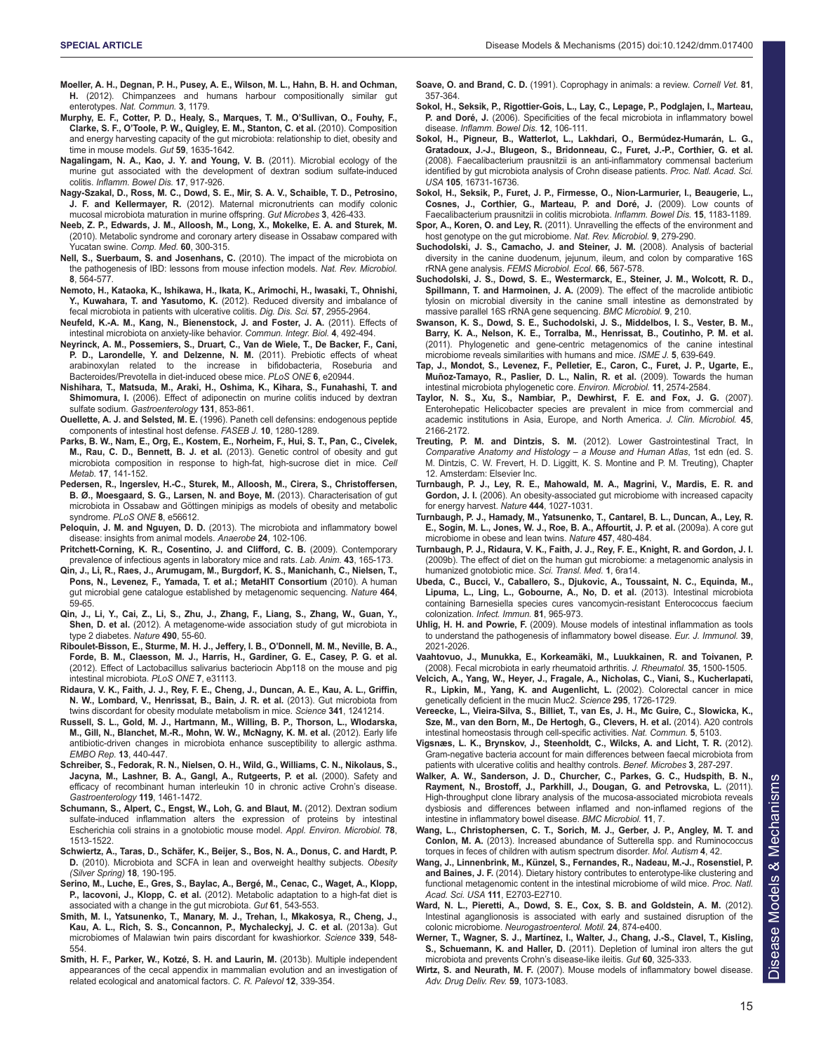**Moeller, A. H., Degnan, P. H., Pusey, A. E., Wilson, M. L., Hahn, B. H. and Ochman, H.** (2012). Chimpanzees and humans harbour compositionally similar gut enterotypes. *Nat. Commun.* **3**, 1179.

**Murphy, E. F., Cotter, P. D., Healy, S., Marques, T. M., O'Sullivan, O., Fouhy, F., Clarke, S. F., O'Toole, P. W., Quigley, E. M., Stanton, C. et al.** (2010). Composition and energy harvesting capacity of the gut microbiota: relationship to diet, obesity and time in mouse models. *Gut* **59**, 1635-1642.

**Nagalingam, N. A., Kao, J. Y. and Young, V. B.** (2011). Microbial ecology of the murine gut associated with the development of dextran sodium sulfate-induced colitis. *Inflamm. Bowel Dis.* **17**, 917-926.

**Nagy-Szakal, D., Ross, M. C., Dowd, S. E., Mir, S. A. V., Schaible, T. D., Petrosino, J. F. and Kellermayer, R.** (2012). Maternal micronutrients can modify colonic mucosal microbiota maturation in murine offspring. *Gut Microbes* **3**, 426-433.

**Neeb, Z. P., Edwards, J. M., Alloosh, M., Long, X., Mokelke, E. A. and Sturek, M.** (2010). Metabolic syndrome and coronary artery disease in Ossabaw compared with Yucatan swine. *Comp. Med.* **60**, 300-315.

**Nell, S., Suerbaum, S. and Josenhans, C.** (2010). The impact of the microbiota on the pathogenesis of IBD: lessons from mouse infection models. *Nat. Rev. Microbiol.* **8**, 564-577.

**Nemoto, H., Kataoka, K., Ishikawa, H., Ikata, K., Arimochi, H., Iwasaki, T., Ohnishi, Y., Kuwahara, T. and Yasutomo, K.** (2012). Reduced diversity and imbalance of fecal microbiota in patients with ulcerative colitis. *Dig. Dis. Sci.* **57**, 2955-2964.

**Neufeld, K.-A. M., Kang, N., Bienenstock, J. and Foster, J. A.** (2011). Effects of intestinal microbiota on anxiety-like behavior. *Commun. Integr. Biol.* **4**, 492-494.

**Neyrinck, A. M., Possemiers, S., Druart, C., Van de Wiele, T., De Backer, F., Cani, P. D., Larondelle, Y. and Delzenne, N. M.** (2011). Prebiotic effects of wheat arabinoxylan related to the increase in bifidobacteria, Roseburia and Bacteroides/Prevotella in diet-induced obese mice. *PLoS ONE* **6**, e20944.

**Nishihara, T., Matsuda, M., Araki, H., Oshima, K., Kihara, S., Funahashi, T. and Shimomura, I.** (2006). Effect of adiponectin on murine colitis induced by dextran sulfate sodium. *Gastroenterology* **131**, 853-861.

**Ouellette, A. J. and Selsted, M. E.** (1996). Paneth cell defensins: endogenous peptide components of intestinal host defense. *FASEB J.* **10**, 1280-1289.

**Parks, B. W., Nam, E., Org, E., Kostem, E., Norheim, F., Hui, S. T., Pan, C., Civelek, M., Rau, C. D., Bennett, B. J. et al.** (2013). Genetic control of obesity and gut microbiota composition in response to high-fat, high-sucrose diet in mice. *Cell Metab.* **17**, 141-152.

**Pedersen, R., Ingerslev, H.-C., Sturek, M., Alloosh, M., Cirera, S., Christoffersen, B. Ø., Moesgaard, S. G., Larsen, N. and Boye, M.** (2013). Characterisation of gut microbiota in Ossabaw and Göttingen minipigs as models of obesity and metabolic syndrome. *PLoS ONE* **8**, e56612.

**Peloquin, J. M. and Nguyen, D. D.** (2013). The microbiota and inflammatory bowel disease: insights from animal models. *Anaerobe* **24**, 102-106.

**Pritchett-Corning, K. R., Cosentino, J. and Clifford, C. B.** (2009). Contemporary prevalence of infectious agents in laboratory mice and rats. *Lab. Anim.* **43**, 165-173.

**Qin, J., Li, R., Raes, J., Arumugam, M., Burgdorf, K. S., Manichanh, C., Nielsen, T., Pons, N., Levenez, F., Yamada, T. et al.; MetaHIT Consortium** (2010). A human gut microbial gene catalogue established by metagenomic sequencing. *Nature* **464**, 59-65.

**Qin, J., Li, Y., Cai, Z., Li, S., Zhu, J., Zhang, F., Liang, S., Zhang, W., Guan, Y., Shen, D. et al.** (2012). A metagenome-wide association study of gut microbiota in type 2 diabetes. *Nature* **490**, 55-60.

**Riboulet-Bisson, E., Sturme, M. H. J., Jeffery, I. B., O'Donnell, M. M., Neville, B. A., Forde, B. M., Claesson, M. J., Harris, H., Gardiner, G. E., Casey, P. G. et al.** (2012). Effect of Lactobacillus salivarius bacteriocin Abp118 on the mouse and pig intestinal microbiota. *PLoS ONE* **7**, e31113.

**Ridaura, V. K., Faith, J. J., Rey, F. E., Cheng, J., Duncan, A. E., Kau, A. L., Griffin, N. W., Lombard, V., Henrissat, B., Bain, J. R. et al.** (2013). Gut microbiota from twins discordant for obesity modulate metabolism in mice. *Science* **341**, 1241214.

**Russell, S. L., Gold, M. J., Hartmann, M., Willing, B. P., Thorson, L., Wlodarska, M., Gill, N., Blanchet, M.-R., Mohn, W. W., McNagny, K. M. et al.** (2012). Early life antibiotic-driven changes in microbiota enhance susceptibility to allergic asthma. *EMBO Rep.* **13**, 440-447.

**Schreiber, S., Fedorak, R. N., Nielsen, O. H., Wild, G., Williams, C. N., Nikolaus, S., Jacyna, M., Lashner, B. A., Gangl, A., Rutgeerts, P. et al.** (2000). Safety and efficacy of recombinant human interleukin 10 in chronic active Crohn's disease. *Gastroenterology* **119**, 1461-1472.

**Schumann, S., Alpert, C., Engst, W., Loh, G. and Blaut, M.** (2012). Dextran sodium sulfate-induced inflammation alters the expression of proteins by intestinal Escherichia coli strains in a gnotobiotic mouse model. *Appl. Environ. Microbiol.* **78**, 1513-1522.

**Schwiertz, A., Taras, D., Schäfer, K., Beijer, S., Bos, N. A., Donus, C. and Hardt, P. D.** (2010). Microbiota and SCFA in lean and overweight healthy subjects. *Obesity (Silver Spring)* **18**, 190-195.

**Serino, M., Luche, E., Gres, S., Baylac, A., Bergé, M., Cenac, C., Waget, A., Klopp, P., Iacovoni, J., Klopp, C. et al.** (2012). Metabolic adaptation to a high-fat diet is associated with a change in the gut microbiota. *Gut* **61**, 543-553.

**Smith, M. I., Yatsunenko, T., Manary, M. J., Trehan, I., Mkakosya, R., Cheng, J., Kau, A. L., Rich, S. S., Concannon, P., Mychaleckyj, J. C. et al.** (2013a). Gut microbiomes of Malawian twin pairs discordant for kwashiorkor. *Science* **339**, 548-554.

**Smith, H. F., Parker, W., Kotzé, S. H. and Laurin, M.** (2013b). Multiple independent appearances of the cecal appendix in mammalian evolution and an investigation of related ecological and anatomical factors. *C. R. Palevol* **12**, 339-354.

**Soave, O. and Brand, C. D.** (1991). Coprophagy in animals: a review. *Cornell Vet.* **81**, 357-364.

**Sokol, H., Seksik, P., Rigottier-Gois, L., Lay, C., Lepage, P., Podglajen, I., Marteau, P. and Doré, J.** (2006). Specificities of the fecal microbiota in inflammatory bowel disease. *Inflamm. Bowel Dis.* **12**, 106-111.

**Sokol, H., Pigneur, B., Watterlot, L., Lakhdari, O., Bermúdez-Humarán, L. G., Gratadoux, J.-J., Blugeon, S., Bridonneau, C., Furet, J.-P., Corthier, G. et al.** (2008). Faecalibacterium prausnitzii is an anti-inflammatory commensal bacterium identified by gut microbiota analysis of Crohn disease patients. *Proc. Natl. Acad. Sci. USA* **105**, 16731-16736.

**Sokol, H., Seksik, P., Furet, J. P., Firmesse, O., Nion-Larmurier, I., Beaugerie, L., Cosnes, J., Corthier, G., Marteau, P. and Doré, J.** (2009). Low counts of Faecalibacterium prausnitzii in colitis microbiota. *Inflamm. Bowel Dis.* **15**, 1183-1189.

**Spor, A., Koren, O. and Ley, R.** (2011). Unravelling the effects of the environment and host genotype on the gut microbiome. *Nat. Rev. Microbiol.* **9**, 279-290.

**Suchodolski, J. S., Camacho, J. and Steiner, J. M.** (2008). Analysis of bacterial diversity in the canine duodenum, jejunum, ileum, and colon by comparative 16S rRNA gene analysis. *FEMS Microbiol. Ecol.* **66**, 567-578.

**Suchodolski, J. S., Dowd, S. E., Westermarck, E., Steiner, J. M., Wolcott, R. D., Spillmann, T. and Harmoinen, J. A.** (2009). The effect of the macrolide antibiotic tylosin on microbial diversity in the canine small intestine as demonstrated by massive parallel 16S rRNA gene sequencing. *BMC Microbiol.* **9**, 210.

**Swanson, K. S., Dowd, S. E., Suchodolski, J. S., Middelbos, I. S., Vester, B. M., Barry, K. A., Nelson, K. E., Torralba, M., Henrissat, B., Coutinho, P. M. et al.** (2011). Phylogenetic and gene-centric metagenomics of the canine intestinal microbiome reveals similarities with humans and mice. *ISME J.* **5**, 639-649.

**Tap, J., Mondot, S., Levenez, F., Pelletier, E., Caron, C., Furet, J. P., Ugarte, E., Muñoz-Tamayo, R., Paslier, D. L., Nalin, R. et al.** (2009). Towards the human intestinal microbiota phylogenetic core. *Environ. Microbiol.* **11**, 2574-2584.

**Taylor, N. S., Xu, S., Nambiar, P., Dewhirst, F. E. and Fox, J. G.** (2007). Enterohepatic Helicobacter species are prevalent in mice from commercial and academic institutions in Asia, Europe, and North America. *J. Clin. Microbiol.* **45**, 2166-2172.

**Treuting, P. M. and Dintzis, S. M.** (2012). Lower Gastrointestinal Tract. In *Comparative Anatomy and Histology – a Mouse and Human Atlas*, 1st edn (ed. S. M. Dintzis, C. W. Frevert, H. D. Liggitt, K. S. Montine and P. M. Treuting), Chapter 12. Amsterdam: Elsevier Inc.

**Turnbaugh, P. J., Ley, R. E., Mahowald, M. A., Magrini, V., Mardis, E. R. and Gordon, J. I.** (2006). An obesity-associated gut microbiome with increased capacity for energy harvest. *Nature* **444**, 1027-1031.

**Turnbaugh, P. J., Hamady, M., Yatsunenko, T., Cantarel, B. L., Duncan, A., Ley, R. E., Sogin, M. L., Jones, W. J., Roe, B. A., Affourtit, J. P. et al.** (2009a). A core gut microbiome in obese and lean twins. *Nature* **457**, 480-484.

**Turnbaugh, P. J., Ridaura, V. K., Faith, J. J., Rey, F. E., Knight, R. and Gordon, J. I.** (2009b). The effect of diet on the human gut microbiome: a metagenomic analysis in humanized gnotobiotic mice. *Sci. Transl. Med.* **1**, 6ra14.

**Ubeda, C., Bucci, V., Caballero, S., Djukovic, A., Toussaint, N. C., Equinda, M., Lipuma, L., Ling, L., Gobourne, A., No, D. et al.** (2013). Intestinal microbiota containing Barnesiella species cures vancomycin-resistant Enterococcus faecium colonization. *Infect. Immun.* **81**, 965-973.

**Uhlig, H. H. and Powrie, F.** (2009). Mouse models of intestinal inflammation as tools to understand the pathogenesis of inflammatory bowel disease. *Eur. J. Immunol.* **39**, 2021-2026.

**Vaahtovuo, J., Munukka, E., Korkeamäki, M., Luukkainen, R. and Toivanen, P.** (2008). Fecal microbiota in early rheumatoid arthritis. *J. Rheumatol.* **35**, 1500-1505.

**Velcich, A., Yang, W., Heyer, J., Fragale, A., Nicholas, C., Viani, S., Kucherlapati, R., Lipkin, M., Yang, K. and Augenlicht, L.** (2002). Colorectal cancer in mice genetically deficient in the mucin Muc2. *Science* **295**, 1726-1729.

**Vereecke, L., Vieira-Silva, S., Billiet, T., van Es, J. H., Mc Guire, C., Slowicka, K., Sze, M., van den Born, M., De Hertogh, G., Clevers, H. et al.** (2014). A20 controls intestinal homeostasis through cell-specific activities. *Nat. Commun.* **5**, 5103.

**Vigsnæs, L. K., Brynskov, J., Steenholdt, C., Wilcks, A. and Licht, T. R.** (2012). Gram-negative bacteria account for main differences between faecal microbiota from patients with ulcerative colitis and healthy controls. *Benef. Microbes* **3**, 287-297.

**Walker, A. W., Sanderson, J. D., Churcher, C., Parkes, G. C., Hudspith, B. N., Rayment, N., Brostoff, J., Parkhill, J., Dougan, G. and Petrovska, L.** (2011). High-throughput clone library analysis of the mucosa-associated microbiota reveals dysbiosis and differences between inflamed and non-inflamed regions of the intestine in inflammatory bowel disease. *BMC Microbiol.* **11**, 7.

**Wang, L., Christophersen, C. T., Sorich, M. J., Gerber, J. P., Angley, M. T. and Conlon, M. A.** (2013). Increased abundance of Sutterella spp. and Ruminococcus torques in feces of children with autism spectrum disorder. *Mol. Autism* **4**, 42.

**Wang, J., Linnenbrink, M., Künzel, S., Fernandes, R., Nadeau, M.-J., Rosenstiel, P. and Baines, J. F.** (2014). Dietary history contributes to enterotype-like clustering and functional metagenomic content in the intestinal microbiome of wild mice. *Proc. Natl. Acad. Sci. USA* **111**, E2703-E2710.

**Ward, N. L., Pieretti, A., Dowd, S. E., Cox, S. B. and Goldstein, A. M.** (2012). Intestinal aganglionosis is associated with early and sustained disruption of the colonic microbiome. *Neurogastroenterol. Motil.* **24**, 874-e400.

**Werner, T., Wagner, S. J., Martínez, I., Walter, J., Chang, J.-S., Clavel, T., Kisling, S., Schuemann, K. and Haller, D.** (2011). Depletion of luminal iron alters the gut microbiota and prevents Crohn's disease-like ileitis. *Gut* **60**, 325-333.

**Wirtz, S. and Neurath, M. F.** (2007). Mouse models of inflammatory bowel disease. *Adv. Drug Deliv. Rev.* **59**, 1073-1083.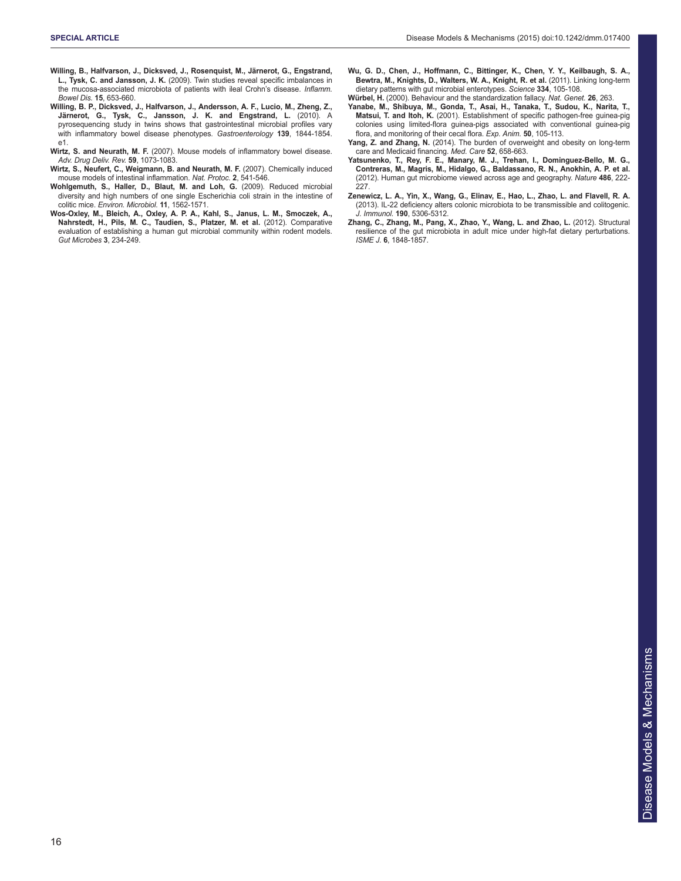**Willing, B., Halfvarson, J., Dicksved, J., Rosenquist, M., Järnerot, G., Engstrand, L., Tysk, C. and Jansson, J. K.** (2009). Twin studies reveal specific imbalances in the mucosa-associated microbiota of patients with ileal Crohn's disease. *Inflamm. Bowel Dis.* **15**, 653-660.

**Willing, B. P., Dicksved, J., Halfvarson, J., Andersson, A. F., Lucio, M., Zheng, Z., Järnerot, G., Tysk, C., Jansson, J. K. and Engstrand, L.** (2010). A pyrosequencing study in twins shows that gastrointestinal microbial profiles vary with inflammatory bowel disease phenotypes. *Gastroenterology* **139**, 1844-1854. e1.

**Wirtz, S. and Neurath, M. F.** (2007). Mouse models of inflammatory bowel disease. *Adv. Drug Deliv. Rev.* **59**, 1073-1083.

**Wirtz, S., Neufert, C., Weigmann, B. and Neurath, M. F.** (2007). Chemically induced mouse models of intestinal inflammation. *Nat. Protoc.* **2**, 541-546.

**Wohlgemuth, S., Haller, D., Blaut, M. and Loh, G.** (2009). Reduced microbial diversity and high numbers of one single Escherichia coli strain in the intestine of colitic mice. *Environ. Microbiol.* **11**, 1562-1571.

**Wos-Oxley, M., Bleich, A., Oxley, A. P. A., Kahl, S., Janus, L. M., Smoczek, A., Nahrstedt, H., Pils, M. C., Taudien, S., Platzer, M. et al.** (2012). Comparative evaluation of establishing a human gut microbial community within rodent models. *Gut Microbes* **3**, 234-249.

**Wu, G. D., Chen, J., Hoffmann, C., Bittinger, K., Chen, Y. Y., Keilbaugh, S. A., Bewtra, M., Knights, D., Walters, W. A., Knight, R. et al.** (2011). Linking long-term dietary patterns with gut microbial enterotypes. *Science* **334**, 105-108.

**Würbel, H.** (2000). Behaviour and the standardization fallacy. *Nat. Genet.* **26**, 263.

**Yanabe, M., Shibuya, M., Gonda, T., Asai, H., Tanaka, T., Sudou, K., Narita, T., Matsui, T. and Itoh, K.** (2001). Establishment of specific pathogen-free guinea-pig colonies using limited-flora guinea-pigs associated with conventional guinea-pig flora, and monitoring of their cecal flora. *Exp. Anim.* **50**, 105-113.

**Yang, Z. and Zhang, N.** (2014). The burden of overweight and obesity on long-term care and Medicaid financing. *Med. Care* **52**, 658-663.

**Yatsunenko, T., Rey, F. E., Manary, M. J., Trehan, I., Dominguez-Bello, M. G., Contreras, M., Magris, M., Hidalgo, G., Baldassano, R. N., Anokhin, A. P. et al.** (2012). Human gut microbiome viewed across age and geography. *Nature* **486**, 222-227.

**Zenewicz, L. A., Yin, X., Wang, G., Elinav, E., Hao, L., Zhao, L. and Flavell, R. A.** (2013). IL-22 deficiency alters colonic microbiota to be transmissible and colitogenic. *J. Immunol.* **190**, 5306-5312.

**Zhang, C., Zhang, M., Pang, X., Zhao, Y., Wang, L. and Zhao, L.** (2012). Structural resilience of the gut microbiota in adult mice under high-fat dietary perturbations. *ISME J.* **6**, 1848-1857.